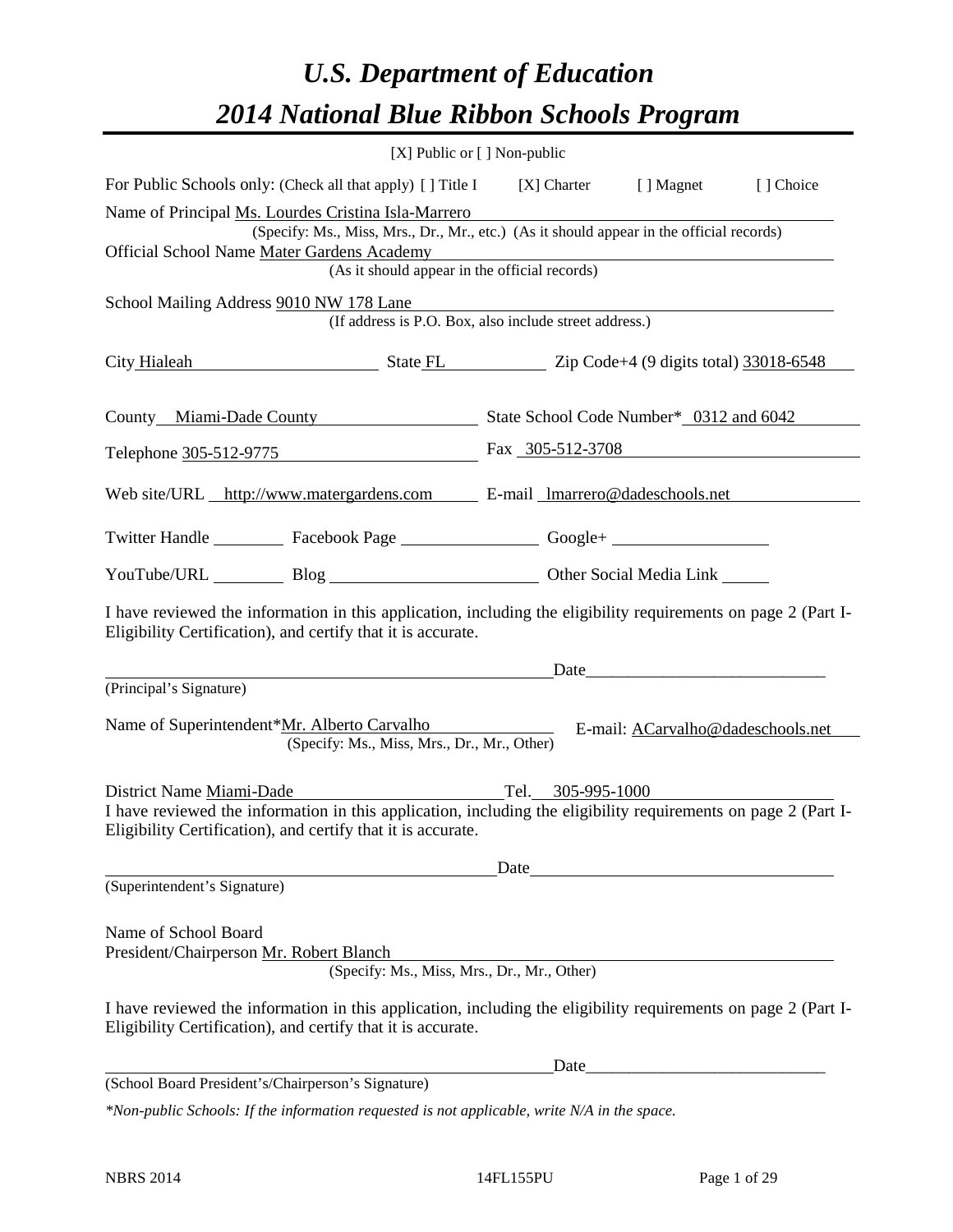# *U.S. Department of Education*
# *2014 National Blue Ribbon Schools Program*

[X] Public or [ ] Non-public

For Public Schools only: (Check all that apply) [ ] Title I [X] Charter [ ] Magnet [ ] Choice

Name of Principal Ms. Lourdes Cristina Isla-Marrero
(Specify: Ms., Miss, Mrs., Dr., Mr., etc.) (As it should appear in the official records)

Official School Name Mater Gardens Academy
(As it should appear in the official records)

School Mailing Address 9010 NW 178 Lane
(If address is P.O. Box, also include street address.)

City Hialeah State FL Zip Code+4 (9 digits total) 33018-6548

County Miami-Dade County State School Code Number* 0312 and 6042

Telephone 305-512-9775 Fax 305-512-3708

Web site/URL http://www.matergardens.com E-mail lmarrero@dadeschools.net

Twitter Handle ________ Facebook Page ________ Google+ ________

YouTube/URL ________ Blog ________ Other Social Media Link ________

I have reviewed the information in this application, including the eligibility requirements on page 2 (Part I-Eligibility Certification), and certify that it is accurate.

_____________________________________________ Date_________________________
(Principal's Signature)

Name of Superintendent*Mr. Alberto Carvalho E-mail: ACarvalho@dadeschools.net
(Specify: Ms., Miss, Mrs., Dr., Mr., Other)

District Name Miami-Dade Tel. 305-995-1000

I have reviewed the information in this application, including the eligibility requirements on page 2 (Part I-Eligibility Certification), and certify that it is accurate.

_____________________________________________ Date_________________________
(Superintendent's Signature)

Name of School Board
President/Chairperson Mr. Robert Blanch
(Specify: Ms., Miss, Mrs., Dr., Mr., Other)

I have reviewed the information in this application, including the eligibility requirements on page 2 (Part I-Eligibility Certification), and certify that it is accurate.

_____________________________________________ Date_________________________
(School Board President's/Chairperson's Signature)

*\*Non-public Schools: If the information requested is not applicable, write N/A in the space.*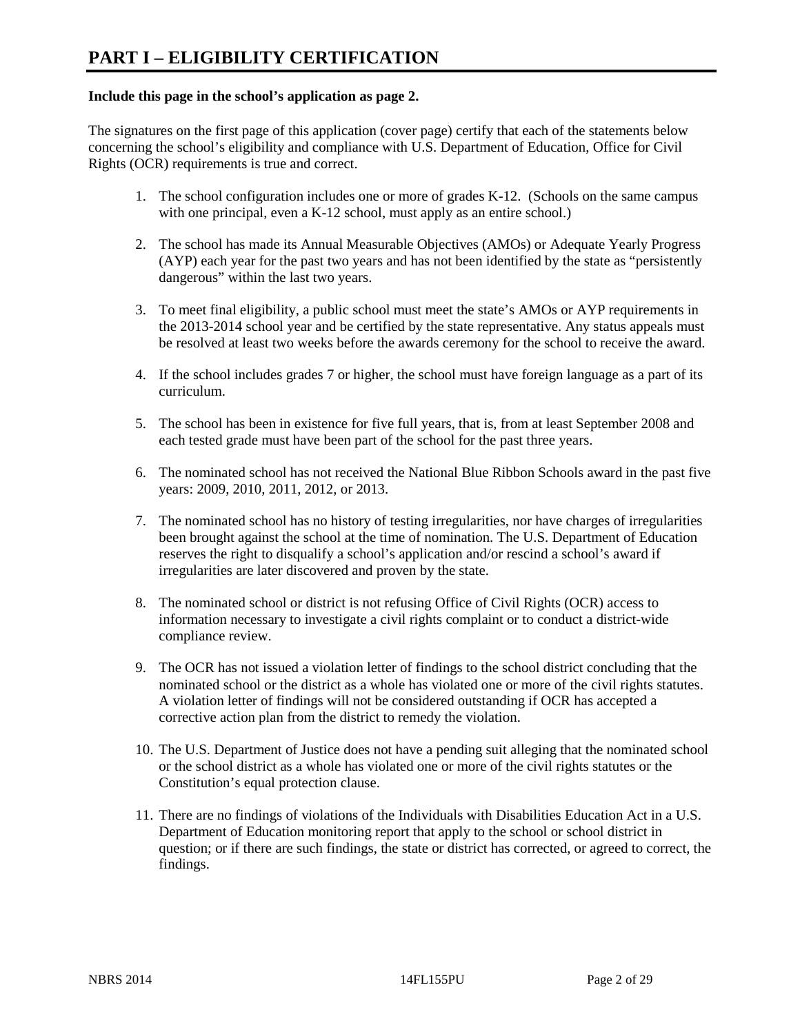# PART I – ELIGIBILITY CERTIFICATION

**Include this page in the school's application as page 2.**

The signatures on the first page of this application (cover page) certify that each of the statements below concerning the school's eligibility and compliance with U.S. Department of Education, Office for Civil Rights (OCR) requirements is true and correct.

1. The school configuration includes one or more of grades K-12. (Schools on the same campus with one principal, even a K-12 school, must apply as an entire school.)

2. The school has made its Annual Measurable Objectives (AMOs) or Adequate Yearly Progress (AYP) each year for the past two years and has not been identified by the state as "persistently dangerous" within the last two years.

3. To meet final eligibility, a public school must meet the state's AMOs or AYP requirements in the 2013-2014 school year and be certified by the state representative. Any status appeals must be resolved at least two weeks before the awards ceremony for the school to receive the award.

4. If the school includes grades 7 or higher, the school must have foreign language as a part of its curriculum.

5. The school has been in existence for five full years, that is, from at least September 2008 and each tested grade must have been part of the school for the past three years.

6. The nominated school has not received the National Blue Ribbon Schools award in the past five years: 2009, 2010, 2011, 2012, or 2013.

7. The nominated school has no history of testing irregularities, nor have charges of irregularities been brought against the school at the time of nomination. The U.S. Department of Education reserves the right to disqualify a school's application and/or rescind a school's award if irregularities are later discovered and proven by the state.

8. The nominated school or district is not refusing Office of Civil Rights (OCR) access to information necessary to investigate a civil rights complaint or to conduct a district-wide compliance review.

9. The OCR has not issued a violation letter of findings to the school district concluding that the nominated school or the district as a whole has violated one or more of the civil rights statutes. A violation letter of findings will not be considered outstanding if OCR has accepted a corrective action plan from the district to remedy the violation.

10. The U.S. Department of Justice does not have a pending suit alleging that the nominated school or the school district as a whole has violated one or more of the civil rights statutes or the Constitution's equal protection clause.

11. There are no findings of violations of the Individuals with Disabilities Education Act in a U.S. Department of Education monitoring report that apply to the school or school district in question; or if there are such findings, the state or district has corrected, or agreed to correct, the findings.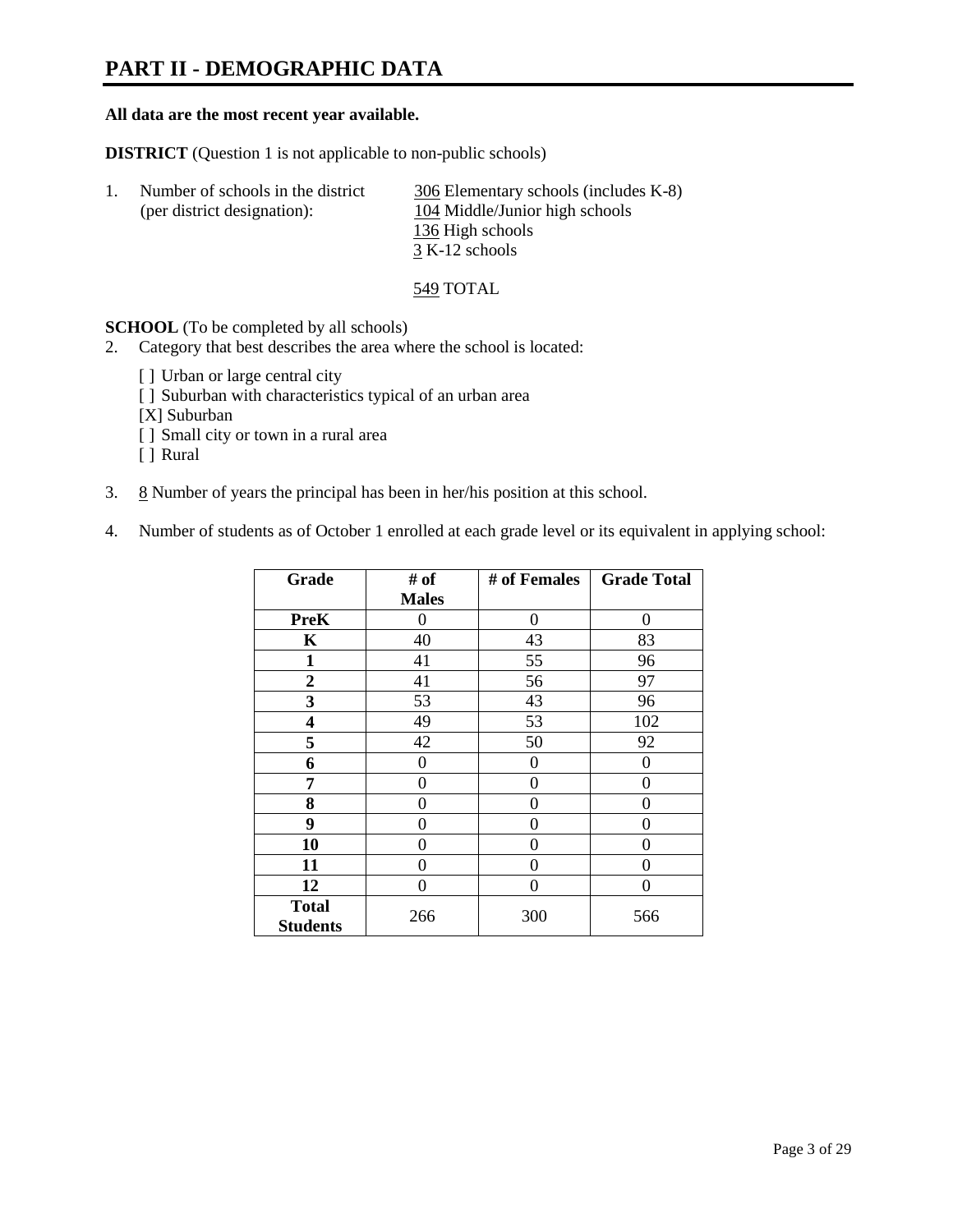# PART II - DEMOGRAPHIC DATA

**All data are the most recent year available.**

**DISTRICT** (Question 1 is not applicable to non-public schools)

1. Number of schools in the district (per district designation):
   - 306 Elementary schools (includes K-8)
   - 104 Middle/Junior high schools
   - 136 High schools
   - 3 K-12 schools

   549 TOTAL

**SCHOOL** (To be completed by all schools)

2. Category that best describes the area where the school is located:

   [ ] Urban or large central city
   [ ] Suburban with characteristics typical of an urban area
   [X] Suburban
   [ ] Small city or town in a rural area
   [ ] Rural

3. 8 Number of years the principal has been in her/his position at this school.

4. Number of students as of October 1 enrolled at each grade level or its equivalent in applying school:

| Grade | # of Males | # of Females | Grade Total |
|---|---|---|---|
| **PreK** | 0 | 0 | 0 |
| **K** | 40 | 43 | 83 |
| **1** | 41 | 55 | 96 |
| **2** | 41 | 56 | 97 |
| **3** | 53 | 43 | 96 |
| **4** | 49 | 53 | 102 |
| **5** | 42 | 50 | 92 |
| **6** | 0 | 0 | 0 |
| **7** | 0 | 0 | 0 |
| **8** | 0 | 0 | 0 |
| **9** | 0 | 0 | 0 |
| **10** | 0 | 0 | 0 |
| **11** | 0 | 0 | 0 |
| **12** | 0 | 0 | 0 |
| **Total Students** | 266 | 300 | 566 |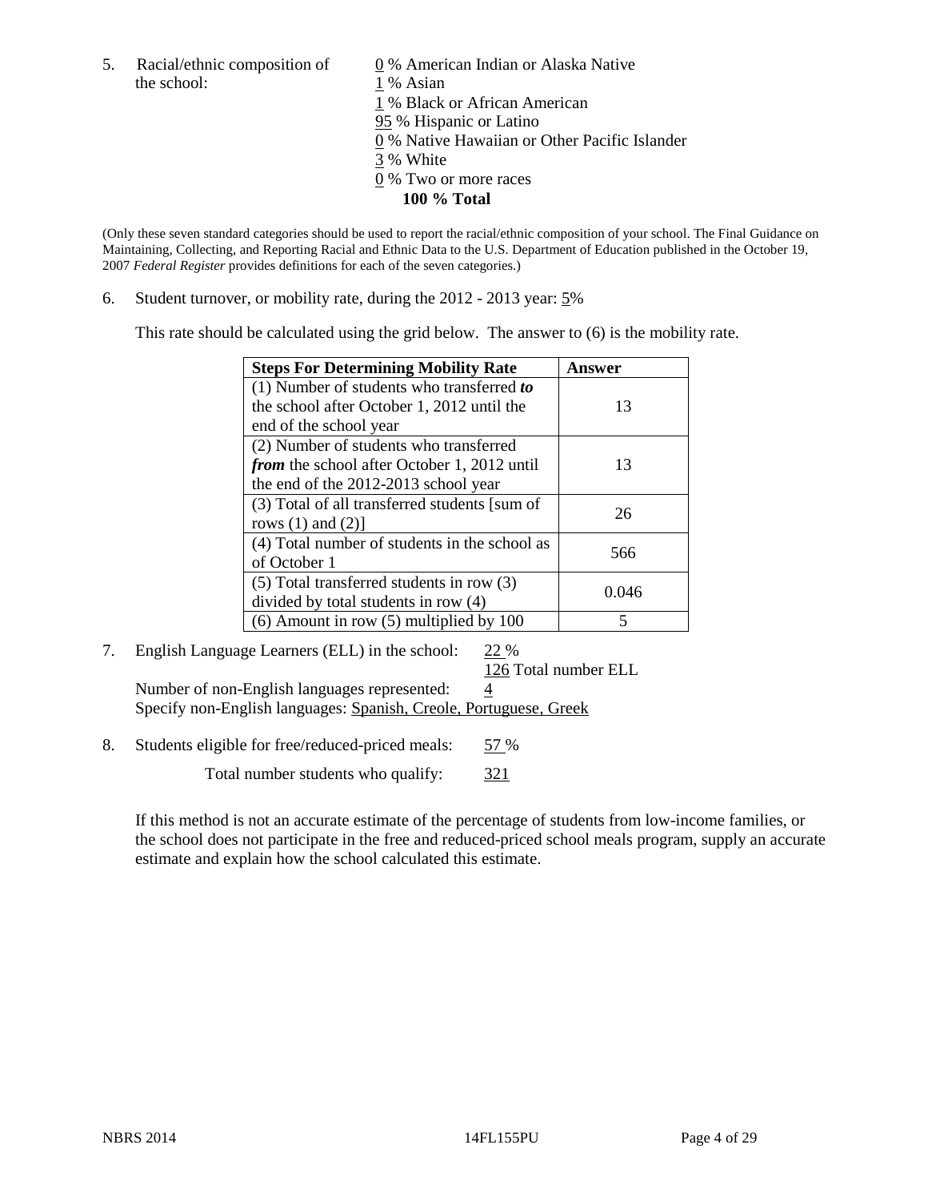5. Racial/ethnic composition of the school:
   0 % American Indian or Alaska Native
   1 % Asian
   1 % Black or African American
   95 % Hispanic or Latino
   0 % Native Hawaiian or Other Pacific Islander
   3 % White
   0 % Two or more races
   **100 % Total**

(Only these seven standard categories should be used to report the racial/ethnic composition of your school. The Final Guidance on Maintaining, Collecting, and Reporting Racial and Ethnic Data to the U.S. Department of Education published in the October 19, 2007 *Federal Register* provides definitions for each of the seven categories.)

6. Student turnover, or mobility rate, during the 2012 - 2013 year: 5%

   This rate should be calculated using the grid below. The answer to (6) is the mobility rate.

| **Steps For Determining Mobility Rate** | **Answer** |
|---|---|
| (1) Number of students who transferred ***to*** the school after October 1, 2012 until the end of the school year | 13 |
| (2) Number of students who transferred ***from*** the school after October 1, 2012 until the end of the 2012-2013 school year | 13 |
| (3) Total of all transferred students [sum of rows (1) and (2)] | 26 |
| (4) Total number of students in the school as of October 1 | 566 |
| (5) Total transferred students in row (3) divided by total students in row (4) | 0.046 |
| (6) Amount in row (5) multiplied by 100 | 5 |

7. English Language Learners (ELL) in the school: 22 %
   126 Total number ELL
   Number of non-English languages represented: 4
   Specify non-English languages: Spanish, Creole, Portuguese, Greek

8. Students eligible for free/reduced-priced meals: 57 %
   Total number students who qualify: 321

   If this method is not an accurate estimate of the percentage of students from low-income families, or the school does not participate in the free and reduced-priced school meals program, supply an accurate estimate and explain how the school calculated this estimate.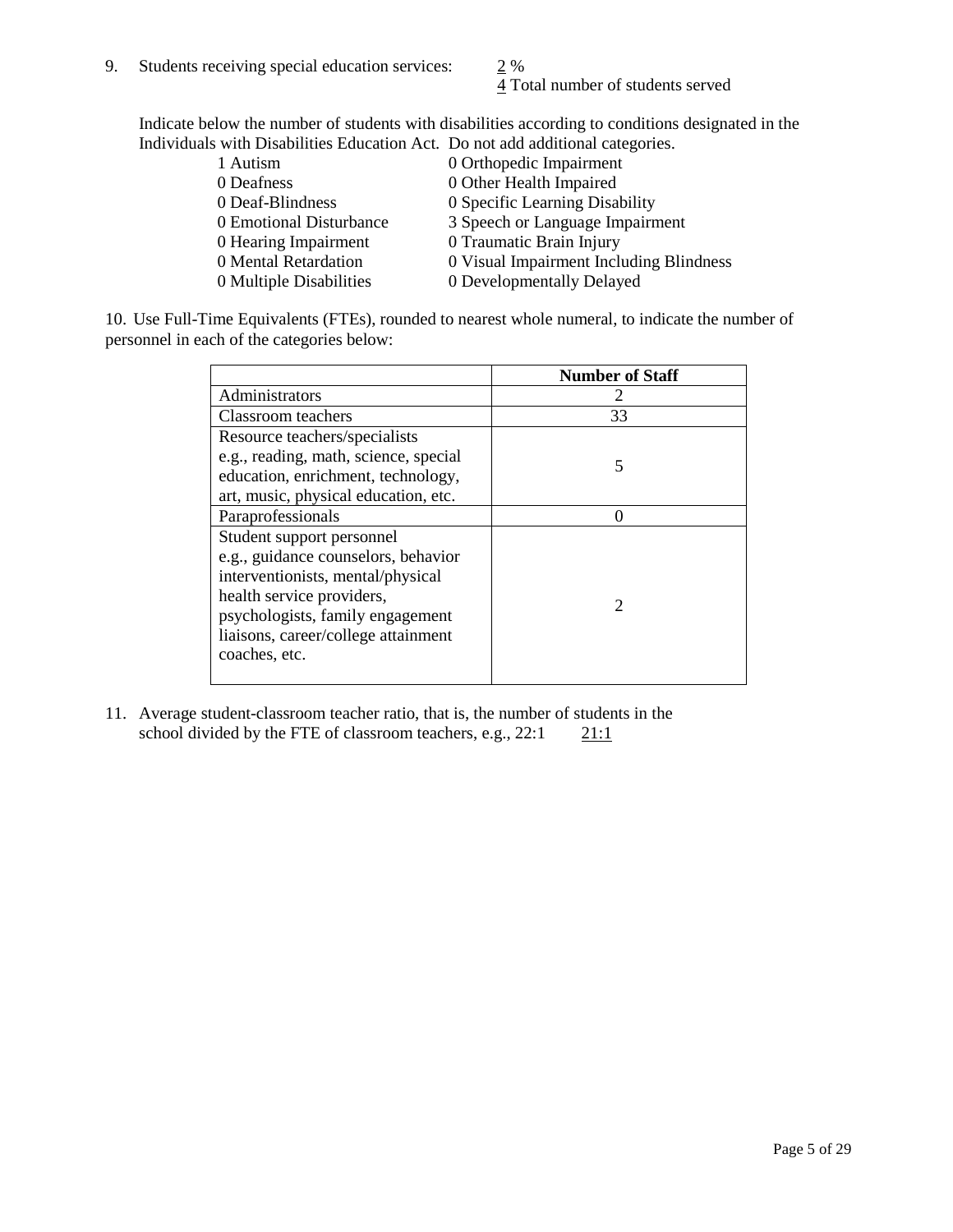9. Students receiving special education services: 2 %
   4 Total number of students served

   Indicate below the number of students with disabilities according to conditions designated in the Individuals with Disabilities Education Act. Do not add additional categories.

| | |
|---|---|
| 1 Autism | 0 Orthopedic Impairment |
| 0 Deafness | 0 Other Health Impaired |
| 0 Deaf-Blindness | 0 Specific Learning Disability |
| 0 Emotional Disturbance | 3 Speech or Language Impairment |
| 0 Hearing Impairment | 0 Traumatic Brain Injury |
| 0 Mental Retardation | 0 Visual Impairment Including Blindness |
| 0 Multiple Disabilities | 0 Developmentally Delayed |

10. Use Full-Time Equivalents (FTEs), rounded to nearest whole numeral, to indicate the number of personnel in each of the categories below:

| | **Number of Staff** |
|---|---|
| Administrators | 2 |
| Classroom teachers | 33 |
| Resource teachers/specialists e.g., reading, math, science, special education, enrichment, technology, art, music, physical education, etc. | 5 |
| Paraprofessionals | 0 |
| Student support personnel e.g., guidance counselors, behavior interventionists, mental/physical health service providers, psychologists, family engagement liaisons, career/college attainment coaches, etc. | 2 |

11. Average student-classroom teacher ratio, that is, the number of students in the school divided by the FTE of classroom teachers, e.g., 22:1 21:1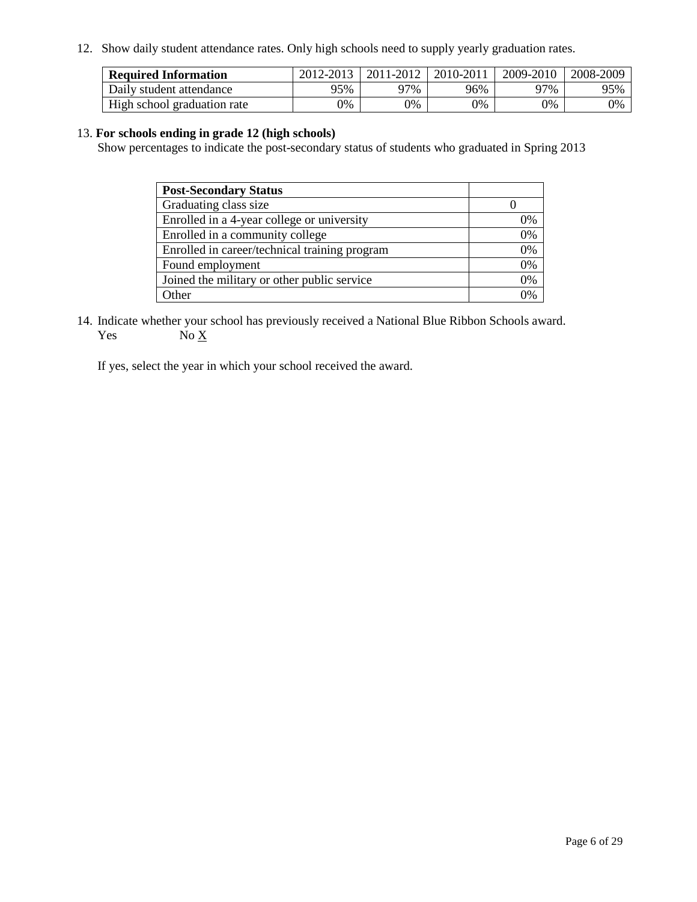12. Show daily student attendance rates. Only high schools need to supply yearly graduation rates.

| **Required Information** | 2012-2013 | 2011-2012 | 2010-2011 | 2009-2010 | 2008-2009 |
|---|---|---|---|---|---|
| Daily student attendance | 95% | 97% | 96% | 97% | 95% |
| High school graduation rate | 0% | 0% | 0% | 0% | 0% |

13. **For schools ending in grade 12 (high schools)**
Show percentages to indicate the post-secondary status of students who graduated in Spring 2013

| **Post-Secondary Status** | |
|---|---|
| Graduating class size | 0 |
| Enrolled in a 4-year college or university | 0% |
| Enrolled in a community college | 0% |
| Enrolled in career/technical training program | 0% |
| Found employment | 0% |
| Joined the military or other public service | 0% |
| Other | 0% |

14. Indicate whether your school has previously received a National Blue Ribbon Schools award.
Yes No X

If yes, select the year in which your school received the award.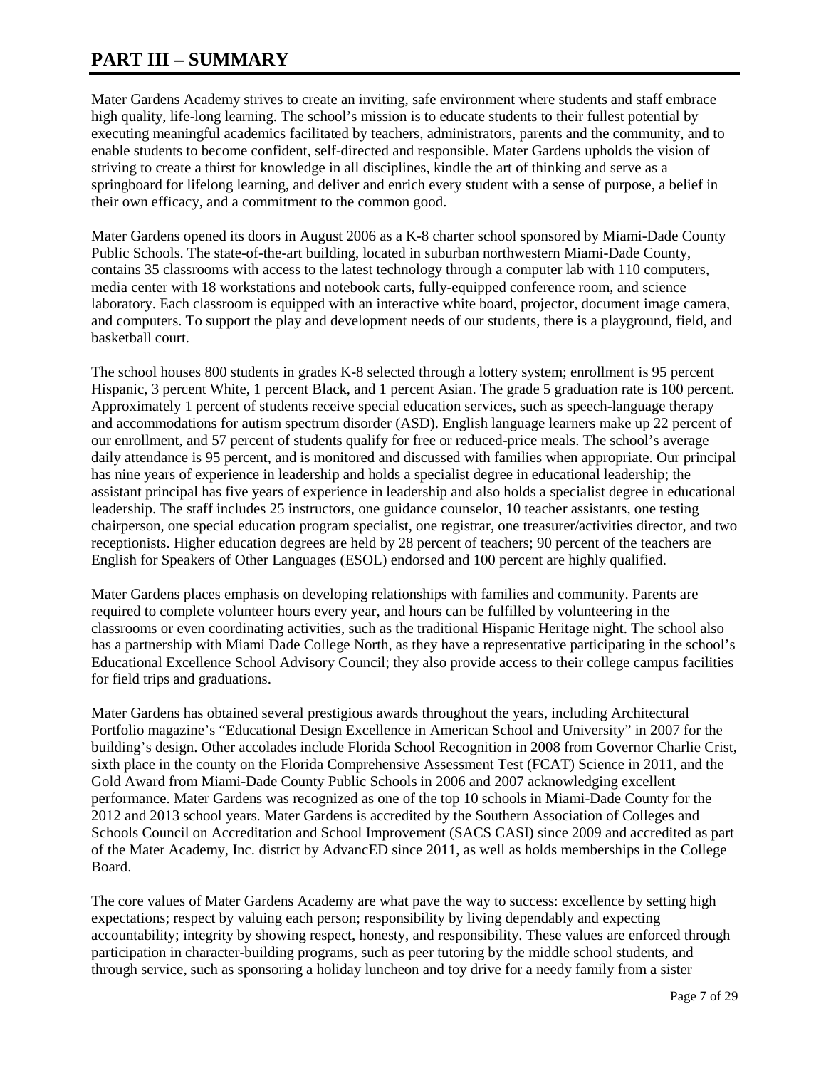# PART III – SUMMARY

Mater Gardens Academy strives to create an inviting, safe environment where students and staff embrace high quality, life-long learning. The school's mission is to educate students to their fullest potential by executing meaningful academics facilitated by teachers, administrators, parents and the community, and to enable students to become confident, self-directed and responsible. Mater Gardens upholds the vision of striving to create a thirst for knowledge in all disciplines, kindle the art of thinking and serve as a springboard for lifelong learning, and deliver and enrich every student with a sense of purpose, a belief in their own efficacy, and a commitment to the common good.

Mater Gardens opened its doors in August 2006 as a K-8 charter school sponsored by Miami-Dade County Public Schools. The state-of-the-art building, located in suburban northwestern Miami-Dade County, contains 35 classrooms with access to the latest technology through a computer lab with 110 computers, media center with 18 workstations and notebook carts, fully-equipped conference room, and science laboratory. Each classroom is equipped with an interactive white board, projector, document image camera, and computers. To support the play and development needs of our students, there is a playground, field, and basketball court.

The school houses 800 students in grades K-8 selected through a lottery system; enrollment is 95 percent Hispanic, 3 percent White, 1 percent Black, and 1 percent Asian. The grade 5 graduation rate is 100 percent. Approximately 1 percent of students receive special education services, such as speech-language therapy and accommodations for autism spectrum disorder (ASD). English language learners make up 22 percent of our enrollment, and 57 percent of students qualify for free or reduced-price meals. The school's average daily attendance is 95 percent, and is monitored and discussed with families when appropriate. Our principal has nine years of experience in leadership and holds a specialist degree in educational leadership; the assistant principal has five years of experience in leadership and also holds a specialist degree in educational leadership. The staff includes 25 instructors, one guidance counselor, 10 teacher assistants, one testing chairperson, one special education program specialist, one registrar, one treasurer/activities director, and two receptionists. Higher education degrees are held by 28 percent of teachers; 90 percent of the teachers are English for Speakers of Other Languages (ESOL) endorsed and 100 percent are highly qualified.

Mater Gardens places emphasis on developing relationships with families and community. Parents are required to complete volunteer hours every year, and hours can be fulfilled by volunteering in the classrooms or even coordinating activities, such as the traditional Hispanic Heritage night. The school also has a partnership with Miami Dade College North, as they have a representative participating in the school's Educational Excellence School Advisory Council; they also provide access to their college campus facilities for field trips and graduations.

Mater Gardens has obtained several prestigious awards throughout the years, including Architectural Portfolio magazine's "Educational Design Excellence in American School and University" in 2007 for the building's design. Other accolades include Florida School Recognition in 2008 from Governor Charlie Crist, sixth place in the county on the Florida Comprehensive Assessment Test (FCAT) Science in 2011, and the Gold Award from Miami-Dade County Public Schools in 2006 and 2007 acknowledging excellent performance. Mater Gardens was recognized as one of the top 10 schools in Miami-Dade County for the 2012 and 2013 school years. Mater Gardens is accredited by the Southern Association of Colleges and Schools Council on Accreditation and School Improvement (SACS CASI) since 2009 and accredited as part of the Mater Academy, Inc. district by AdvancED since 2011, as well as holds memberships in the College Board.

The core values of Mater Gardens Academy are what pave the way to success: excellence by setting high expectations; respect by valuing each person; responsibility by living dependably and expecting accountability; integrity by showing respect, honesty, and responsibility. These values are enforced through participation in character-building programs, such as peer tutoring by the middle school students, and through service, such as sponsoring a holiday luncheon and toy drive for a needy family from a sister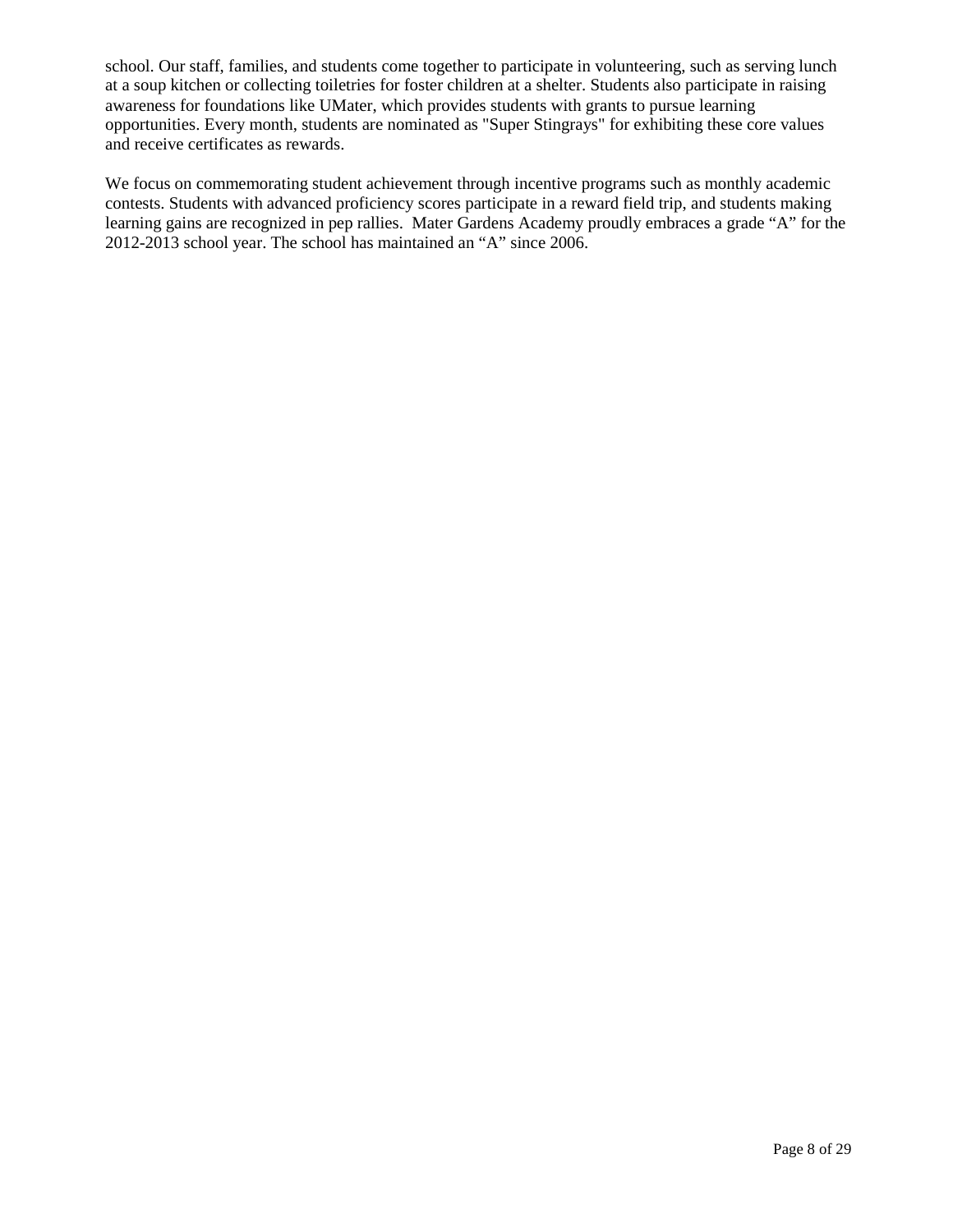school. Our staff, families, and students come together to participate in volunteering, such as serving lunch at a soup kitchen or collecting toiletries for foster children at a shelter. Students also participate in raising awareness for foundations like UMater, which provides students with grants to pursue learning opportunities. Every month, students are nominated as "Super Stingrays" for exhibiting these core values and receive certificates as rewards.

We focus on commemorating student achievement through incentive programs such as monthly academic contests. Students with advanced proficiency scores participate in a reward field trip, and students making learning gains are recognized in pep rallies. Mater Gardens Academy proudly embraces a grade “A” for the 2012-2013 school year. The school has maintained an “A” since 2006.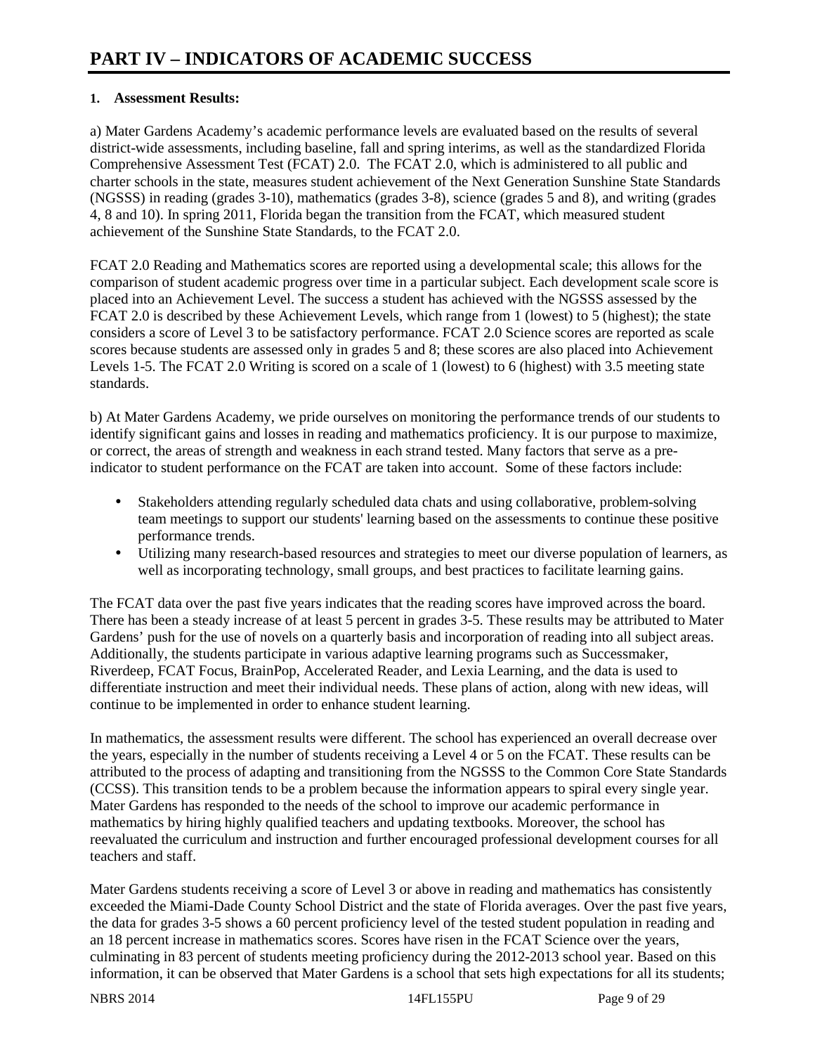# PART IV – INDICATORS OF ACADEMIC SUCCESS

**1. Assessment Results:**

a) Mater Gardens Academy's academic performance levels are evaluated based on the results of several district-wide assessments, including baseline, fall and spring interims, as well as the standardized Florida Comprehensive Assessment Test (FCAT) 2.0. The FCAT 2.0, which is administered to all public and charter schools in the state, measures student achievement of the Next Generation Sunshine State Standards (NGSSS) in reading (grades 3-10), mathematics (grades 3-8), science (grades 5 and 8), and writing (grades 4, 8 and 10). In spring 2011, Florida began the transition from the FCAT, which measured student achievement of the Sunshine State Standards, to the FCAT 2.0.

FCAT 2.0 Reading and Mathematics scores are reported using a developmental scale; this allows for the comparison of student academic progress over time in a particular subject. Each development scale score is placed into an Achievement Level. The success a student has achieved with the NGSSS assessed by the FCAT 2.0 is described by these Achievement Levels, which range from 1 (lowest) to 5 (highest); the state considers a score of Level 3 to be satisfactory performance. FCAT 2.0 Science scores are reported as scale scores because students are assessed only in grades 5 and 8; these scores are also placed into Achievement Levels 1-5. The FCAT 2.0 Writing is scored on a scale of 1 (lowest) to 6 (highest) with 3.5 meeting state standards.

b) At Mater Gardens Academy, we pride ourselves on monitoring the performance trends of our students to identify significant gains and losses in reading and mathematics proficiency. It is our purpose to maximize, or correct, the areas of strength and weakness in each strand tested. Many factors that serve as a pre-indicator to student performance on the FCAT are taken into account. Some of these factors include:

- Stakeholders attending regularly scheduled data chats and using collaborative, problem-solving team meetings to support our students' learning based on the assessments to continue these positive performance trends.
- Utilizing many research-based resources and strategies to meet our diverse population of learners, as well as incorporating technology, small groups, and best practices to facilitate learning gains.

The FCAT data over the past five years indicates that the reading scores have improved across the board. There has been a steady increase of at least 5 percent in grades 3-5. These results may be attributed to Mater Gardens' push for the use of novels on a quarterly basis and incorporation of reading into all subject areas. Additionally, the students participate in various adaptive learning programs such as Successmaker, Riverdeep, FCAT Focus, BrainPop, Accelerated Reader, and Lexia Learning, and the data is used to differentiate instruction and meet their individual needs. These plans of action, along with new ideas, will continue to be implemented in order to enhance student learning.

In mathematics, the assessment results were different. The school has experienced an overall decrease over the years, especially in the number of students receiving a Level 4 or 5 on the FCAT. These results can be attributed to the process of adapting and transitioning from the NGSSS to the Common Core State Standards (CCSS). This transition tends to be a problem because the information appears to spiral every single year. Mater Gardens has responded to the needs of the school to improve our academic performance in mathematics by hiring highly qualified teachers and updating textbooks. Moreover, the school has reevaluated the curriculum and instruction and further encouraged professional development courses for all teachers and staff.

Mater Gardens students receiving a score of Level 3 or above in reading and mathematics has consistently exceeded the Miami-Dade County School District and the state of Florida averages. Over the past five years, the data for grades 3-5 shows a 60 percent proficiency level of the tested student population in reading and an 18 percent increase in mathematics scores. Scores have risen in the FCAT Science over the years, culminating in 83 percent of students meeting proficiency during the 2012-2013 school year. Based on this information, it can be observed that Mater Gardens is a school that sets high expectations for all its students;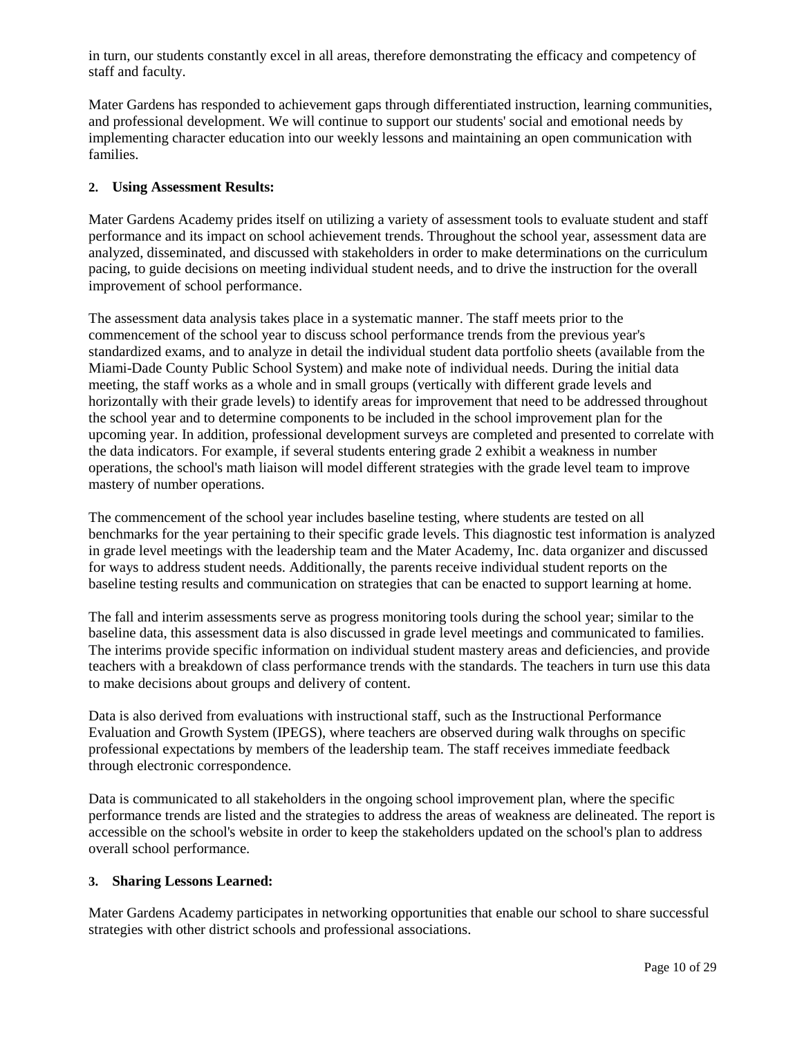in turn, our students constantly excel in all areas, therefore demonstrating the efficacy and competency of staff and faculty.

Mater Gardens has responded to achievement gaps through differentiated instruction, learning communities, and professional development. We will continue to support our students' social and emotional needs by implementing character education into our weekly lessons and maintaining an open communication with families.

**2. Using Assessment Results:**

Mater Gardens Academy prides itself on utilizing a variety of assessment tools to evaluate student and staff performance and its impact on school achievement trends. Throughout the school year, assessment data are analyzed, disseminated, and discussed with stakeholders in order to make determinations on the curriculum pacing, to guide decisions on meeting individual student needs, and to drive the instruction for the overall improvement of school performance.

The assessment data analysis takes place in a systematic manner. The staff meets prior to the commencement of the school year to discuss school performance trends from the previous year's standardized exams, and to analyze in detail the individual student data portfolio sheets (available from the Miami-Dade County Public School System) and make note of individual needs. During the initial data meeting, the staff works as a whole and in small groups (vertically with different grade levels and horizontally with their grade levels) to identify areas for improvement that need to be addressed throughout the school year and to determine components to be included in the school improvement plan for the upcoming year. In addition, professional development surveys are completed and presented to correlate with the data indicators. For example, if several students entering grade 2 exhibit a weakness in number operations, the school's math liaison will model different strategies with the grade level team to improve mastery of number operations.

The commencement of the school year includes baseline testing, where students are tested on all benchmarks for the year pertaining to their specific grade levels. This diagnostic test information is analyzed in grade level meetings with the leadership team and the Mater Academy, Inc. data organizer and discussed for ways to address student needs. Additionally, the parents receive individual student reports on the baseline testing results and communication on strategies that can be enacted to support learning at home.

The fall and interim assessments serve as progress monitoring tools during the school year; similar to the baseline data, this assessment data is also discussed in grade level meetings and communicated to families. The interims provide specific information on individual student mastery areas and deficiencies, and provide teachers with a breakdown of class performance trends with the standards. The teachers in turn use this data to make decisions about groups and delivery of content.

Data is also derived from evaluations with instructional staff, such as the Instructional Performance Evaluation and Growth System (IPEGS), where teachers are observed during walk throughs on specific professional expectations by members of the leadership team. The staff receives immediate feedback through electronic correspondence.

Data is communicated to all stakeholders in the ongoing school improvement plan, where the specific performance trends are listed and the strategies to address the areas of weakness are delineated. The report is accessible on the school's website in order to keep the stakeholders updated on the school's plan to address overall school performance.

**3. Sharing Lessons Learned:**

Mater Gardens Academy participates in networking opportunities that enable our school to share successful strategies with other district schools and professional associations.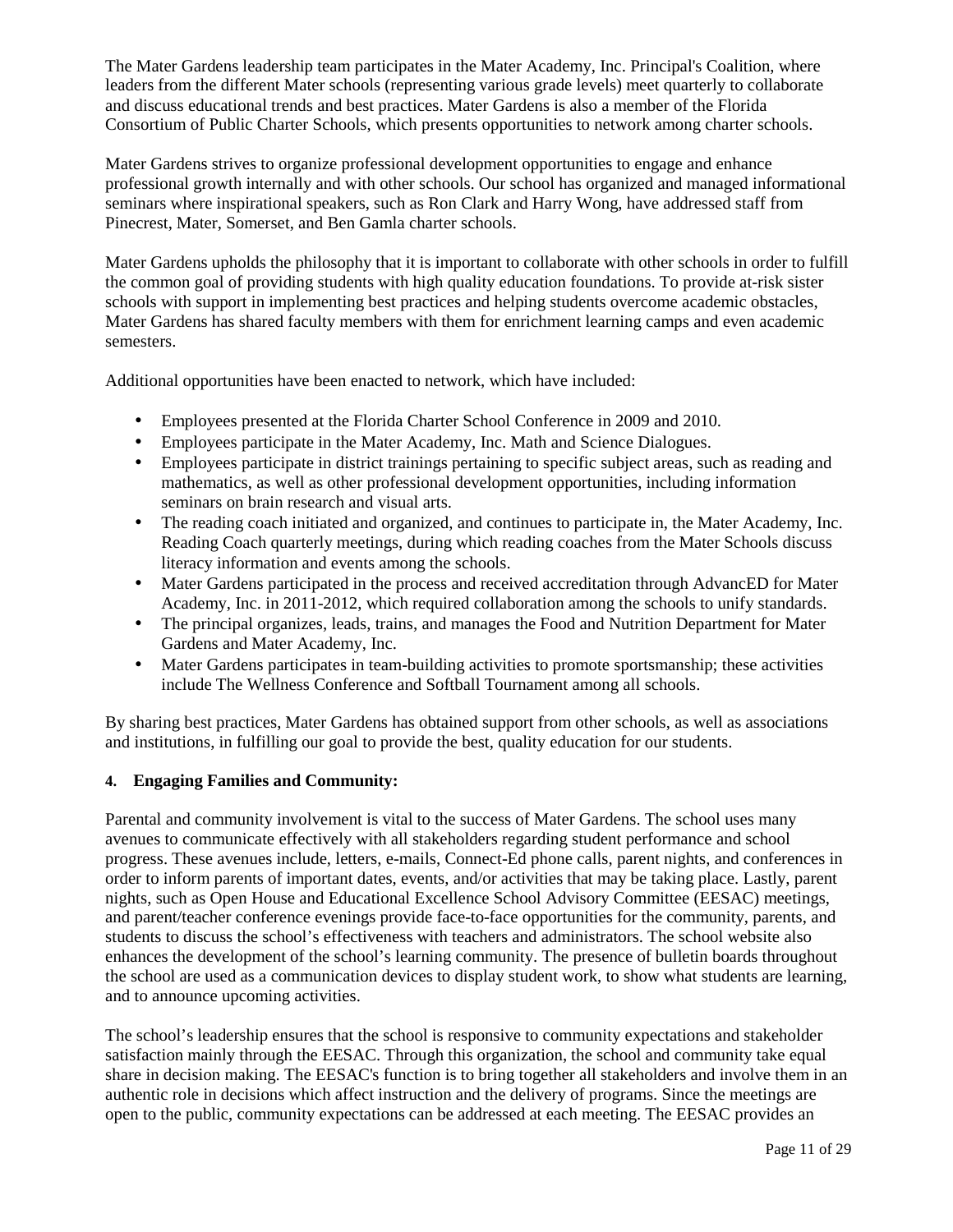The Mater Gardens leadership team participates in the Mater Academy, Inc. Principal's Coalition, where leaders from the different Mater schools (representing various grade levels) meet quarterly to collaborate and discuss educational trends and best practices. Mater Gardens is also a member of the Florida Consortium of Public Charter Schools, which presents opportunities to network among charter schools.

Mater Gardens strives to organize professional development opportunities to engage and enhance professional growth internally and with other schools. Our school has organized and managed informational seminars where inspirational speakers, such as Ron Clark and Harry Wong, have addressed staff from Pinecrest, Mater, Somerset, and Ben Gamla charter schools.

Mater Gardens upholds the philosophy that it is important to collaborate with other schools in order to fulfill the common goal of providing students with high quality education foundations. To provide at-risk sister schools with support in implementing best practices and helping students overcome academic obstacles, Mater Gardens has shared faculty members with them for enrichment learning camps and even academic semesters.

Additional opportunities have been enacted to network, which have included:

- Employees presented at the Florida Charter School Conference in 2009 and 2010.
- Employees participate in the Mater Academy, Inc. Math and Science Dialogues.
- Employees participate in district trainings pertaining to specific subject areas, such as reading and mathematics, as well as other professional development opportunities, including information seminars on brain research and visual arts.
- The reading coach initiated and organized, and continues to participate in, the Mater Academy, Inc. Reading Coach quarterly meetings, during which reading coaches from the Mater Schools discuss literacy information and events among the schools.
- Mater Gardens participated in the process and received accreditation through AdvancED for Mater Academy, Inc. in 2011-2012, which required collaboration among the schools to unify standards.
- The principal organizes, leads, trains, and manages the Food and Nutrition Department for Mater Gardens and Mater Academy, Inc.
- Mater Gardens participates in team-building activities to promote sportsmanship; these activities include The Wellness Conference and Softball Tournament among all schools.

By sharing best practices, Mater Gardens has obtained support from other schools, as well as associations and institutions, in fulfilling our goal to provide the best, quality education for our students.

**4. Engaging Families and Community:**

Parental and community involvement is vital to the success of Mater Gardens. The school uses many avenues to communicate effectively with all stakeholders regarding student performance and school progress. These avenues include, letters, e-mails, Connect-Ed phone calls, parent nights, and conferences in order to inform parents of important dates, events, and/or activities that may be taking place. Lastly, parent nights, such as Open House and Educational Excellence School Advisory Committee (EESAC) meetings, and parent/teacher conference evenings provide face-to-face opportunities for the community, parents, and students to discuss the school's effectiveness with teachers and administrators. The school website also enhances the development of the school's learning community. The presence of bulletin boards throughout the school are used as a communication devices to display student work, to show what students are learning, and to announce upcoming activities.

The school's leadership ensures that the school is responsive to community expectations and stakeholder satisfaction mainly through the EESAC. Through this organization, the school and community take equal share in decision making. The EESAC's function is to bring together all stakeholders and involve them in an authentic role in decisions which affect instruction and the delivery of programs. Since the meetings are open to the public, community expectations can be addressed at each meeting. The EESAC provides an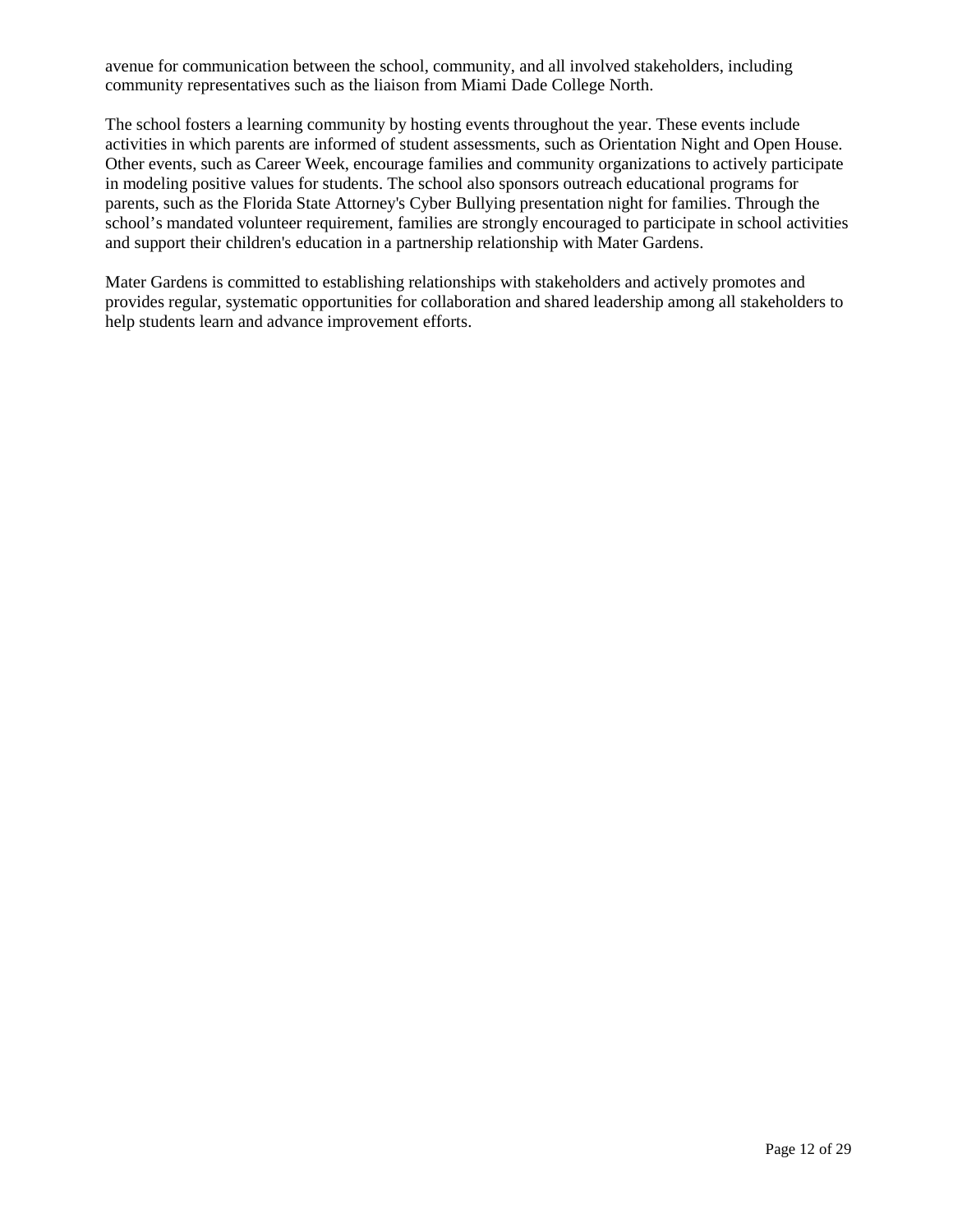avenue for communication between the school, community, and all involved stakeholders, including community representatives such as the liaison from Miami Dade College North.

The school fosters a learning community by hosting events throughout the year. These events include activities in which parents are informed of student assessments, such as Orientation Night and Open House. Other events, such as Career Week, encourage families and community organizations to actively participate in modeling positive values for students. The school also sponsors outreach educational programs for parents, such as the Florida State Attorney's Cyber Bullying presentation night for families. Through the school's mandated volunteer requirement, families are strongly encouraged to participate in school activities and support their children's education in a partnership relationship with Mater Gardens.

Mater Gardens is committed to establishing relationships with stakeholders and actively promotes and provides regular, systematic opportunities for collaboration and shared leadership among all stakeholders to help students learn and advance improvement efforts.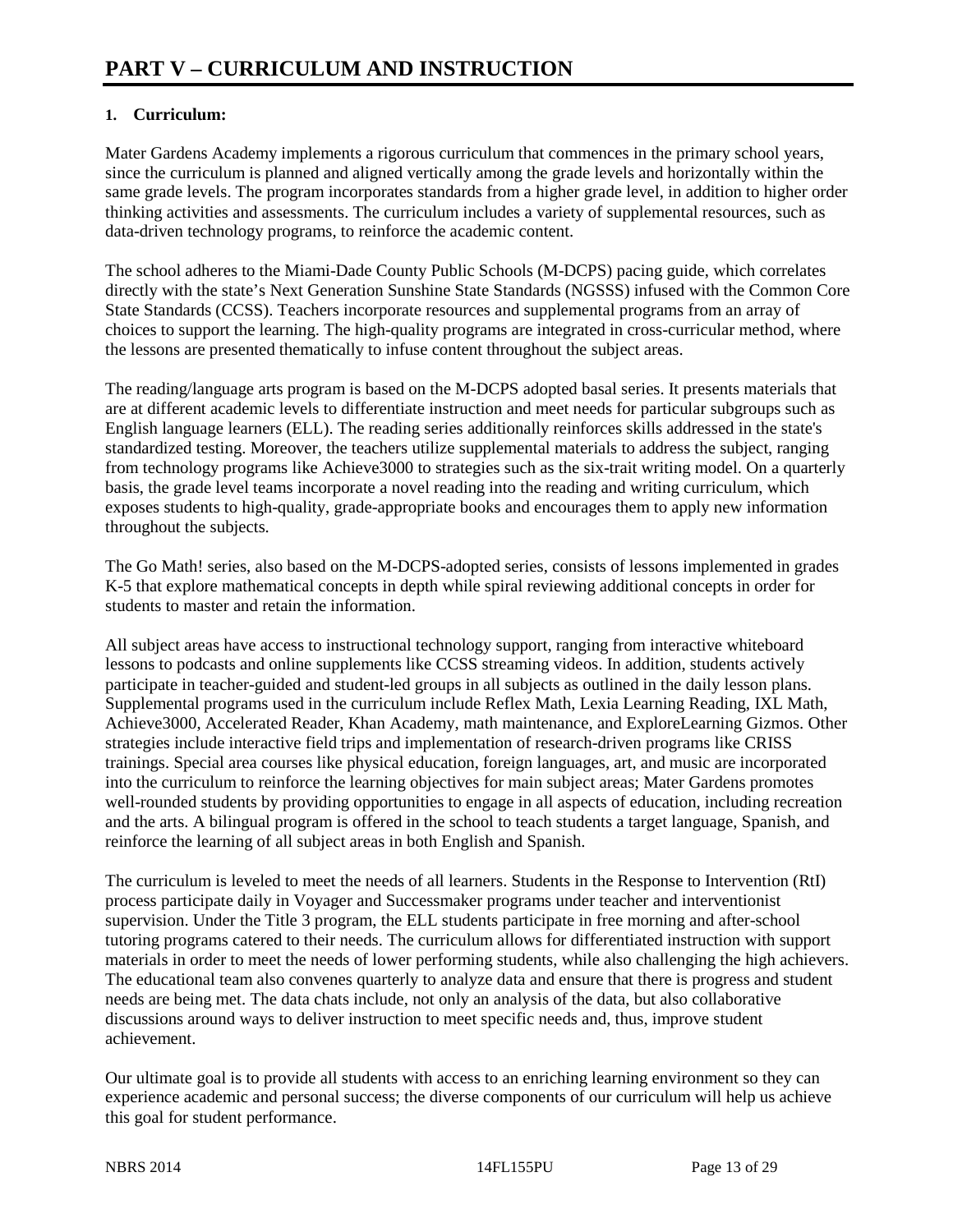# PART V – CURRICULUM AND INSTRUCTION

**1. Curriculum:**

Mater Gardens Academy implements a rigorous curriculum that commences in the primary school years, since the curriculum is planned and aligned vertically among the grade levels and horizontally within the same grade levels. The program incorporates standards from a higher grade level, in addition to higher order thinking activities and assessments. The curriculum includes a variety of supplemental resources, such as data-driven technology programs, to reinforce the academic content.

The school adheres to the Miami-Dade County Public Schools (M-DCPS) pacing guide, which correlates directly with the state's Next Generation Sunshine State Standards (NGSSS) infused with the Common Core State Standards (CCSS). Teachers incorporate resources and supplemental programs from an array of choices to support the learning. The high-quality programs are integrated in cross-curricular method, where the lessons are presented thematically to infuse content throughout the subject areas.

The reading/language arts program is based on the M-DCPS adopted basal series. It presents materials that are at different academic levels to differentiate instruction and meet needs for particular subgroups such as English language learners (ELL). The reading series additionally reinforces skills addressed in the state's standardized testing. Moreover, the teachers utilize supplemental materials to address the subject, ranging from technology programs like Achieve3000 to strategies such as the six-trait writing model. On a quarterly basis, the grade level teams incorporate a novel reading into the reading and writing curriculum, which exposes students to high-quality, grade-appropriate books and encourages them to apply new information throughout the subjects.

The Go Math! series, also based on the M-DCPS-adopted series, consists of lessons implemented in grades K-5 that explore mathematical concepts in depth while spiral reviewing additional concepts in order for students to master and retain the information.

All subject areas have access to instructional technology support, ranging from interactive whiteboard lessons to podcasts and online supplements like CCSS streaming videos. In addition, students actively participate in teacher-guided and student-led groups in all subjects as outlined in the daily lesson plans. Supplemental programs used in the curriculum include Reflex Math, Lexia Learning Reading, IXL Math, Achieve3000, Accelerated Reader, Khan Academy, math maintenance, and ExploreLearning Gizmos. Other strategies include interactive field trips and implementation of research-driven programs like CRISS trainings. Special area courses like physical education, foreign languages, art, and music are incorporated into the curriculum to reinforce the learning objectives for main subject areas; Mater Gardens promotes well-rounded students by providing opportunities to engage in all aspects of education, including recreation and the arts. A bilingual program is offered in the school to teach students a target language, Spanish, and reinforce the learning of all subject areas in both English and Spanish.

The curriculum is leveled to meet the needs of all learners. Students in the Response to Intervention (RtI) process participate daily in Voyager and Successmaker programs under teacher and interventionist supervision. Under the Title 3 program, the ELL students participate in free morning and after-school tutoring programs catered to their needs. The curriculum allows for differentiated instruction with support materials in order to meet the needs of lower performing students, while also challenging the high achievers. The educational team also convenes quarterly to analyze data and ensure that there is progress and student needs are being met. The data chats include, not only an analysis of the data, but also collaborative discussions around ways to deliver instruction to meet specific needs and, thus, improve student achievement.

Our ultimate goal is to provide all students with access to an enriching learning environment so they can experience academic and personal success; the diverse components of our curriculum will help us achieve this goal for student performance.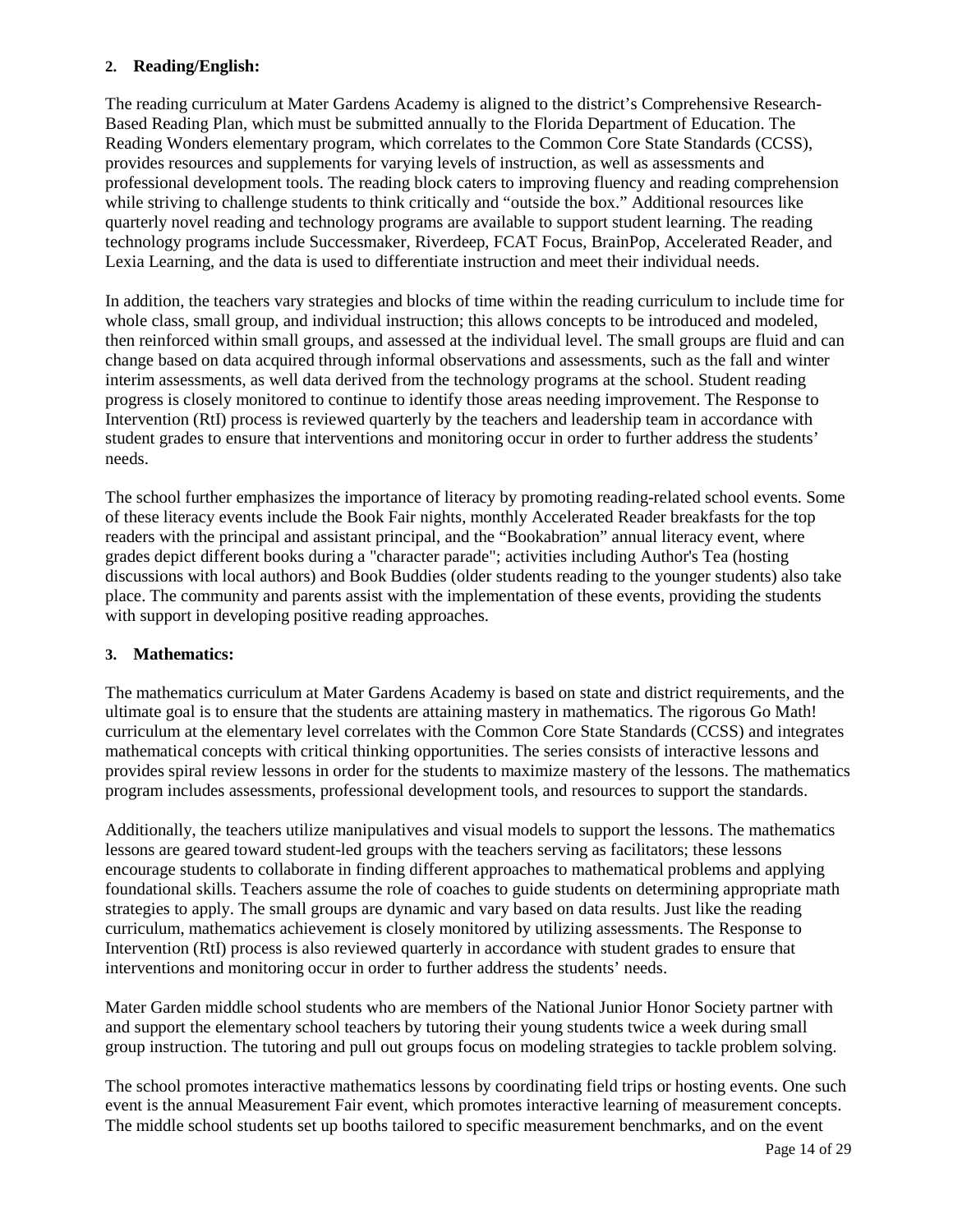### 2. Reading/English:

The reading curriculum at Mater Gardens Academy is aligned to the district's Comprehensive Research-Based Reading Plan, which must be submitted annually to the Florida Department of Education. The Reading Wonders elementary program, which correlates to the Common Core State Standards (CCSS), provides resources and supplements for varying levels of instruction, as well as assessments and professional development tools. The reading block caters to improving fluency and reading comprehension while striving to challenge students to think critically and "outside the box." Additional resources like quarterly novel reading and technology programs are available to support student learning. The reading technology programs include Successmaker, Riverdeep, FCAT Focus, BrainPop, Accelerated Reader, and Lexia Learning, and the data is used to differentiate instruction and meet their individual needs.

In addition, the teachers vary strategies and blocks of time within the reading curriculum to include time for whole class, small group, and individual instruction; this allows concepts to be introduced and modeled, then reinforced within small groups, and assessed at the individual level. The small groups are fluid and can change based on data acquired through informal observations and assessments, such as the fall and winter interim assessments, as well data derived from the technology programs at the school. Student reading progress is closely monitored to continue to identify those areas needing improvement. The Response to Intervention (RtI) process is reviewed quarterly by the teachers and leadership team in accordance with student grades to ensure that interventions and monitoring occur in order to further address the students' needs.

The school further emphasizes the importance of literacy by promoting reading-related school events. Some of these literacy events include the Book Fair nights, monthly Accelerated Reader breakfasts for the top readers with the principal and assistant principal, and the "Bookabration" annual literacy event, where grades depict different books during a "character parade"; activities including Author's Tea (hosting discussions with local authors) and Book Buddies (older students reading to the younger students) also take place. The community and parents assist with the implementation of these events, providing the students with support in developing positive reading approaches.

### 3. Mathematics:

The mathematics curriculum at Mater Gardens Academy is based on state and district requirements, and the ultimate goal is to ensure that the students are attaining mastery in mathematics. The rigorous Go Math! curriculum at the elementary level correlates with the Common Core State Standards (CCSS) and integrates mathematical concepts with critical thinking opportunities. The series consists of interactive lessons and provides spiral review lessons in order for the students to maximize mastery of the lessons. The mathematics program includes assessments, professional development tools, and resources to support the standards.

Additionally, the teachers utilize manipulatives and visual models to support the lessons. The mathematics lessons are geared toward student-led groups with the teachers serving as facilitators; these lessons encourage students to collaborate in finding different approaches to mathematical problems and applying foundational skills. Teachers assume the role of coaches to guide students on determining appropriate math strategies to apply. The small groups are dynamic and vary based on data results. Just like the reading curriculum, mathematics achievement is closely monitored by utilizing assessments. The Response to Intervention (RtI) process is also reviewed quarterly in accordance with student grades to ensure that interventions and monitoring occur in order to further address the students' needs.

Mater Garden middle school students who are members of the National Junior Honor Society partner with and support the elementary school teachers by tutoring their young students twice a week during small group instruction. The tutoring and pull out groups focus on modeling strategies to tackle problem solving.

The school promotes interactive mathematics lessons by coordinating field trips or hosting events. One such event is the annual Measurement Fair event, which promotes interactive learning of measurement concepts. The middle school students set up booths tailored to specific measurement benchmarks, and on the event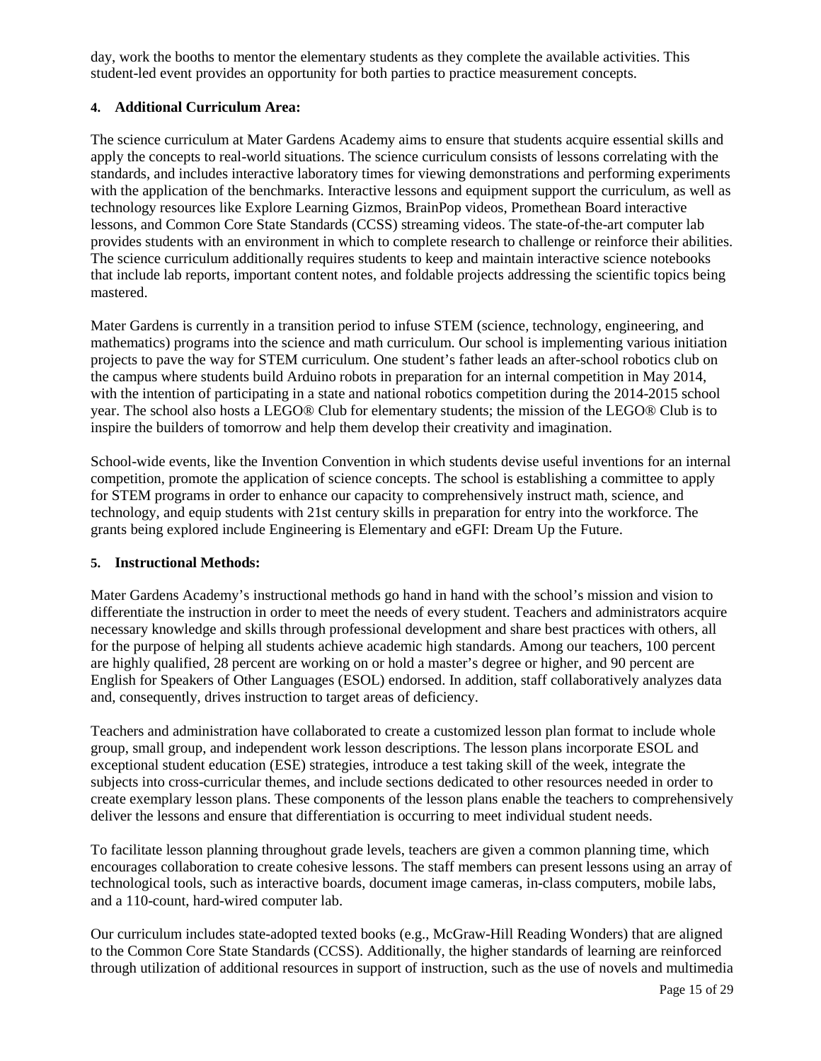day, work the booths to mentor the elementary students as they complete the available activities. This student-led event provides an opportunity for both parties to practice measurement concepts.

**4. Additional Curriculum Area:**

The science curriculum at Mater Gardens Academy aims to ensure that students acquire essential skills and apply the concepts to real-world situations. The science curriculum consists of lessons correlating with the standards, and includes interactive laboratory times for viewing demonstrations and performing experiments with the application of the benchmarks. Interactive lessons and equipment support the curriculum, as well as technology resources like Explore Learning Gizmos, BrainPop videos, Promethean Board interactive lessons, and Common Core State Standards (CCSS) streaming videos. The state-of-the-art computer lab provides students with an environment in which to complete research to challenge or reinforce their abilities. The science curriculum additionally requires students to keep and maintain interactive science notebooks that include lab reports, important content notes, and foldable projects addressing the scientific topics being mastered.

Mater Gardens is currently in a transition period to infuse STEM (science, technology, engineering, and mathematics) programs into the science and math curriculum. Our school is implementing various initiation projects to pave the way for STEM curriculum. One student's father leads an after-school robotics club on the campus where students build Arduino robots in preparation for an internal competition in May 2014, with the intention of participating in a state and national robotics competition during the 2014-2015 school year. The school also hosts a LEGO® Club for elementary students; the mission of the LEGO® Club is to inspire the builders of tomorrow and help them develop their creativity and imagination.

School-wide events, like the Invention Convention in which students devise useful inventions for an internal competition, promote the application of science concepts. The school is establishing a committee to apply for STEM programs in order to enhance our capacity to comprehensively instruct math, science, and technology, and equip students with 21st century skills in preparation for entry into the workforce. The grants being explored include Engineering is Elementary and eGFI: Dream Up the Future.

**5. Instructional Methods:**

Mater Gardens Academy's instructional methods go hand in hand with the school's mission and vision to differentiate the instruction in order to meet the needs of every student. Teachers and administrators acquire necessary knowledge and skills through professional development and share best practices with others, all for the purpose of helping all students achieve academic high standards. Among our teachers, 100 percent are highly qualified, 28 percent are working on or hold a master's degree or higher, and 90 percent are English for Speakers of Other Languages (ESOL) endorsed. In addition, staff collaboratively analyzes data and, consequently, drives instruction to target areas of deficiency.

Teachers and administration have collaborated to create a customized lesson plan format to include whole group, small group, and independent work lesson descriptions. The lesson plans incorporate ESOL and exceptional student education (ESE) strategies, introduce a test taking skill of the week, integrate the subjects into cross-curricular themes, and include sections dedicated to other resources needed in order to create exemplary lesson plans. These components of the lesson plans enable the teachers to comprehensively deliver the lessons and ensure that differentiation is occurring to meet individual student needs.

To facilitate lesson planning throughout grade levels, teachers are given a common planning time, which encourages collaboration to create cohesive lessons. The staff members can present lessons using an array of technological tools, such as interactive boards, document image cameras, in-class computers, mobile labs, and a 110-count, hard-wired computer lab.

Our curriculum includes state-adopted texted books (e.g., McGraw-Hill Reading Wonders) that are aligned to the Common Core State Standards (CCSS). Additionally, the higher standards of learning are reinforced through utilization of additional resources in support of instruction, such as the use of novels and multimedia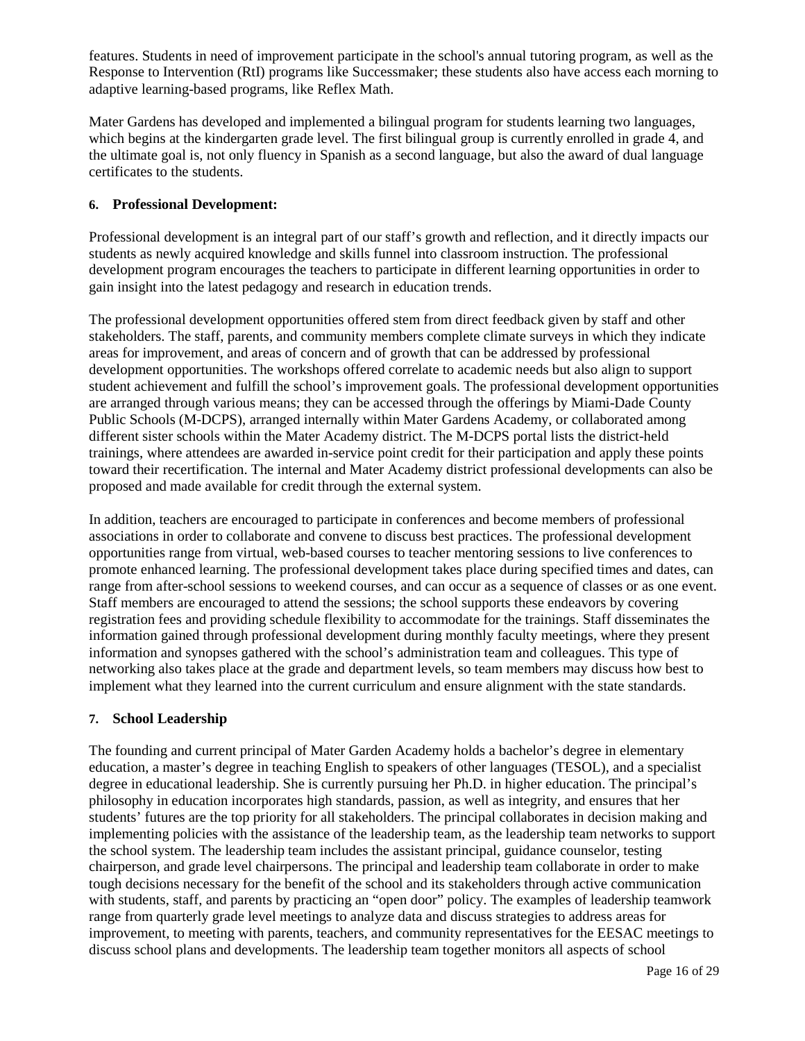features. Students in need of improvement participate in the school's annual tutoring program, as well as the Response to Intervention (RtI) programs like Successmaker; these students also have access each morning to adaptive learning-based programs, like Reflex Math.

Mater Gardens has developed and implemented a bilingual program for students learning two languages, which begins at the kindergarten grade level. The first bilingual group is currently enrolled in grade 4, and the ultimate goal is, not only fluency in Spanish as a second language, but also the award of dual language certificates to the students.

**6. Professional Development:**

Professional development is an integral part of our staff's growth and reflection, and it directly impacts our students as newly acquired knowledge and skills funnel into classroom instruction. The professional development program encourages the teachers to participate in different learning opportunities in order to gain insight into the latest pedagogy and research in education trends.

The professional development opportunities offered stem from direct feedback given by staff and other stakeholders. The staff, parents, and community members complete climate surveys in which they indicate areas for improvement, and areas of concern and of growth that can be addressed by professional development opportunities. The workshops offered correlate to academic needs but also align to support student achievement and fulfill the school's improvement goals. The professional development opportunities are arranged through various means; they can be accessed through the offerings by Miami-Dade County Public Schools (M-DCPS), arranged internally within Mater Gardens Academy, or collaborated among different sister schools within the Mater Academy district. The M-DCPS portal lists the district-held trainings, where attendees are awarded in-service point credit for their participation and apply these points toward their recertification. The internal and Mater Academy district professional developments can also be proposed and made available for credit through the external system.

In addition, teachers are encouraged to participate in conferences and become members of professional associations in order to collaborate and convene to discuss best practices. The professional development opportunities range from virtual, web-based courses to teacher mentoring sessions to live conferences to promote enhanced learning. The professional development takes place during specified times and dates, can range from after-school sessions to weekend courses, and can occur as a sequence of classes or as one event. Staff members are encouraged to attend the sessions; the school supports these endeavors by covering registration fees and providing schedule flexibility to accommodate for the trainings. Staff disseminates the information gained through professional development during monthly faculty meetings, where they present information and synopses gathered with the school's administration team and colleagues. This type of networking also takes place at the grade and department levels, so team members may discuss how best to implement what they learned into the current curriculum and ensure alignment with the state standards.

**7. School Leadership**

The founding and current principal of Mater Garden Academy holds a bachelor's degree in elementary education, a master's degree in teaching English to speakers of other languages (TESOL), and a specialist degree in educational leadership. She is currently pursuing her Ph.D. in higher education. The principal's philosophy in education incorporates high standards, passion, as well as integrity, and ensures that her students' futures are the top priority for all stakeholders. The principal collaborates in decision making and implementing policies with the assistance of the leadership team, as the leadership team networks to support the school system. The leadership team includes the assistant principal, guidance counselor, testing chairperson, and grade level chairpersons. The principal and leadership team collaborate in order to make tough decisions necessary for the benefit of the school and its stakeholders through active communication with students, staff, and parents by practicing an "open door" policy. The examples of leadership teamwork range from quarterly grade level meetings to analyze data and discuss strategies to address areas for improvement, to meeting with parents, teachers, and community representatives for the EESAC meetings to discuss school plans and developments. The leadership team together monitors all aspects of school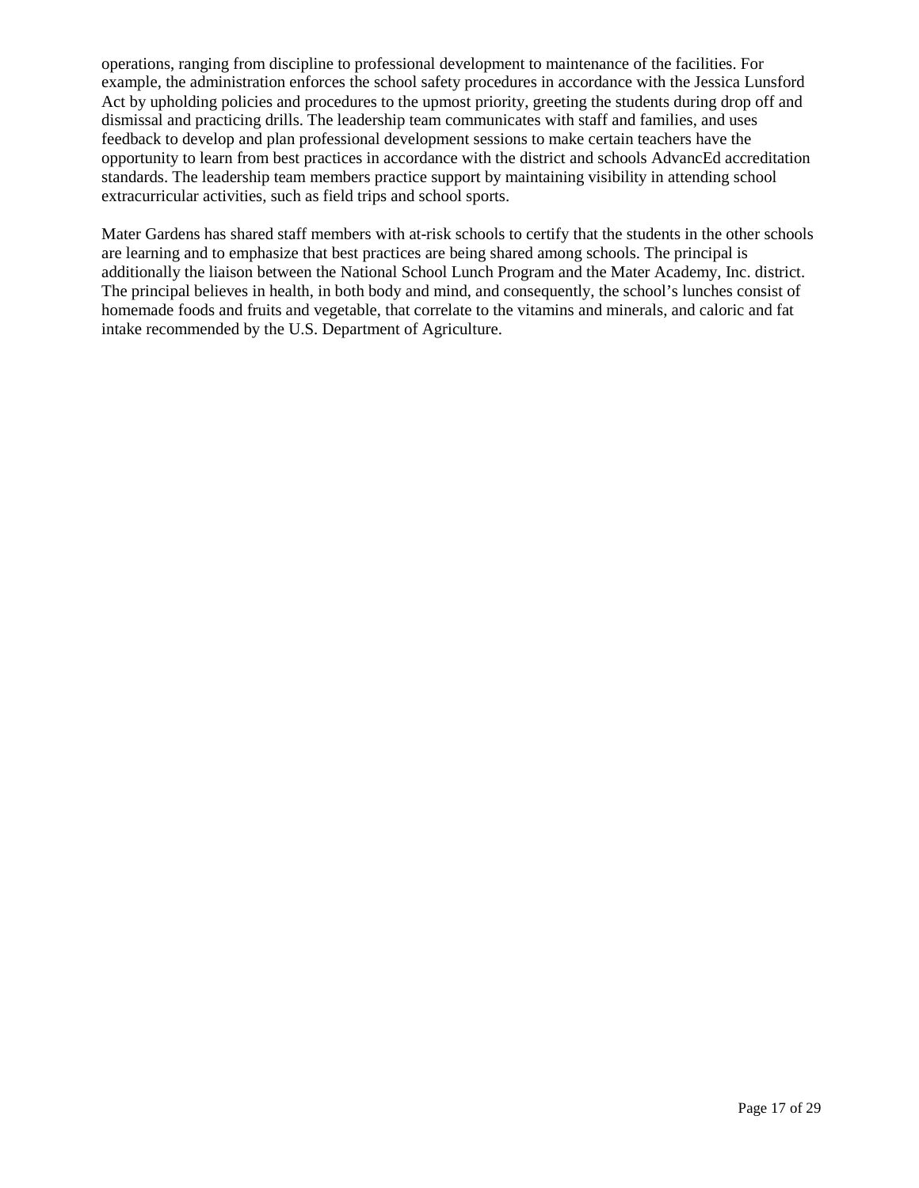operations, ranging from discipline to professional development to maintenance of the facilities. For example, the administration enforces the school safety procedures in accordance with the Jessica Lunsford Act by upholding policies and procedures to the upmost priority, greeting the students during drop off and dismissal and practicing drills. The leadership team communicates with staff and families, and uses feedback to develop and plan professional development sessions to make certain teachers have the opportunity to learn from best practices in accordance with the district and schools AdvancEd accreditation standards. The leadership team members practice support by maintaining visibility in attending school extracurricular activities, such as field trips and school sports.

Mater Gardens has shared staff members with at-risk schools to certify that the students in the other schools are learning and to emphasize that best practices are being shared among schools. The principal is additionally the liaison between the National School Lunch Program and the Mater Academy, Inc. district. The principal believes in health, in both body and mind, and consequently, the school's lunches consist of homemade foods and fruits and vegetable, that correlate to the vitamins and minerals, and caloric and fat intake recommended by the U.S. Department of Agriculture.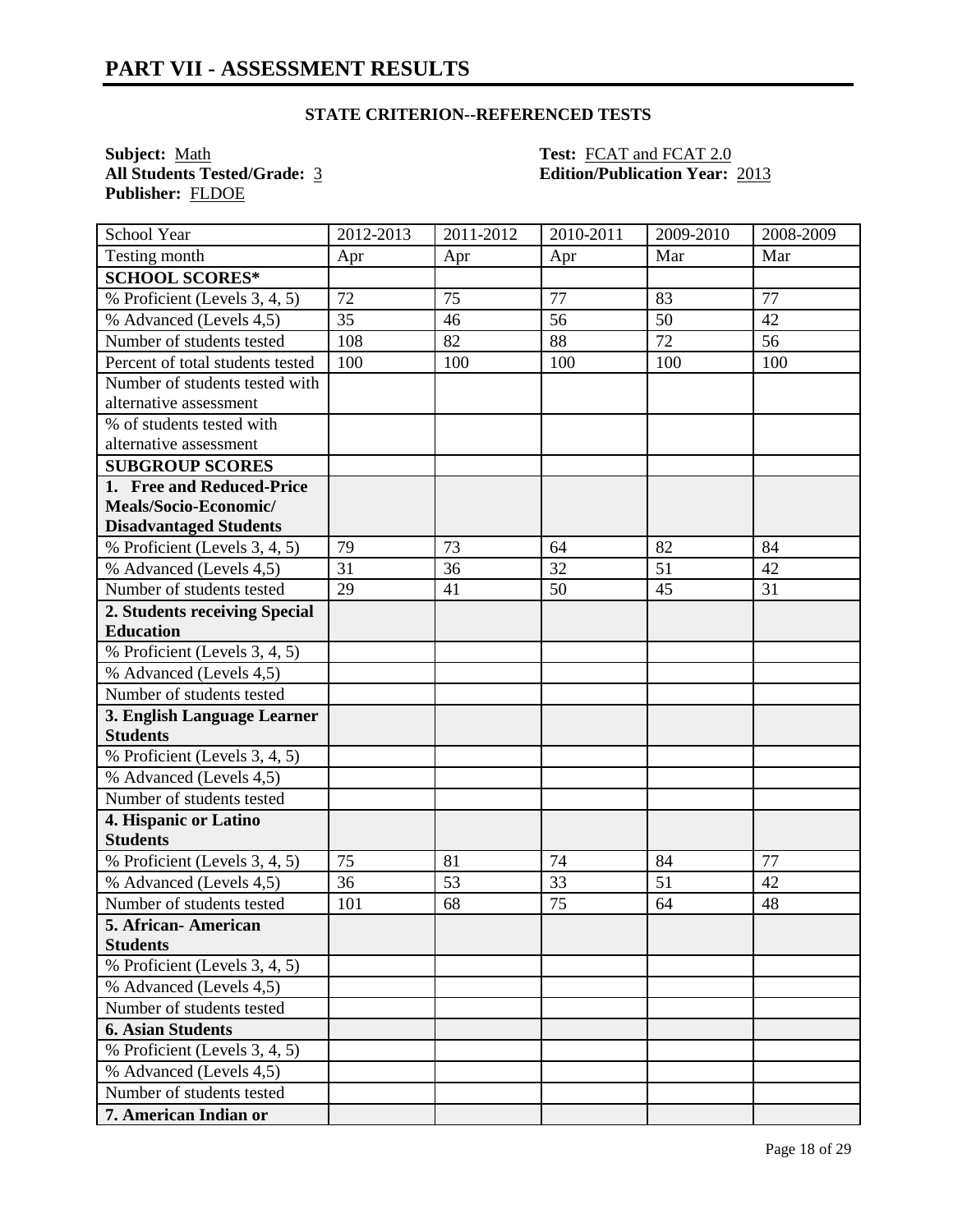# PART VII - ASSESSMENT RESULTS

**STATE CRITERION--REFERENCED TESTS**

**Subject:** Math
**All Students Tested/Grade:** 3
**Publisher:** FLDOE

**Test:** FCAT and FCAT 2.0
**Edition/Publication Year:** 2013

| School Year | 2012-2013 | 2011-2012 | 2010-2011 | 2009-2010 | 2008-2009 |
|---|---|---|---|---|---|
| Testing month | Apr | Apr | Apr | Mar | Mar |
| **SCHOOL SCORES*** | | | | | |
| % Proficient (Levels 3, 4, 5) | 72 | 75 | 77 | 83 | 77 |
| % Advanced (Levels 4,5) | 35 | 46 | 56 | 50 | 42 |
| Number of students tested | 108 | 82 | 88 | 72 | 56 |
| Percent of total students tested | 100 | 100 | 100 | 100 | 100 |
| Number of students tested with alternative assessment | | | | | |
| % of students tested with alternative assessment | | | | | |
| **SUBGROUP SCORES** | | | | | |
| **1. Free and Reduced-Price Meals/Socio-Economic/ Disadvantaged Students** | | | | | |
| % Proficient (Levels 3, 4, 5) | 79 | 73 | 64 | 82 | 84 |
| % Advanced (Levels 4,5) | 31 | 36 | 32 | 51 | 42 |
| Number of students tested | 29 | 41 | 50 | 45 | 31 |
| **2. Students receiving Special Education** | | | | | |
| % Proficient (Levels 3, 4, 5) | | | | | |
| % Advanced (Levels 4,5) | | | | | |
| Number of students tested | | | | | |
| **3. English Language Learner Students** | | | | | |
| % Proficient (Levels 3, 4, 5) | | | | | |
| % Advanced (Levels 4,5) | | | | | |
| Number of students tested | | | | | |
| **4. Hispanic or Latino Students** | | | | | |
| % Proficient (Levels 3, 4, 5) | 75 | 81 | 74 | 84 | 77 |
| % Advanced (Levels 4,5) | 36 | 53 | 33 | 51 | 42 |
| Number of students tested | 101 | 68 | 75 | 64 | 48 |
| **5. African- American Students** | | | | | |
| % Proficient (Levels 3, 4, 5) | | | | | |
| % Advanced (Levels 4,5) | | | | | |
| Number of students tested | | | | | |
| **6. Asian Students** | | | | | |
| % Proficient (Levels 3, 4, 5) | | | | | |
| % Advanced (Levels 4,5) | | | | | |
| Number of students tested | | | | | |
| **7. American Indian or** | | | | | |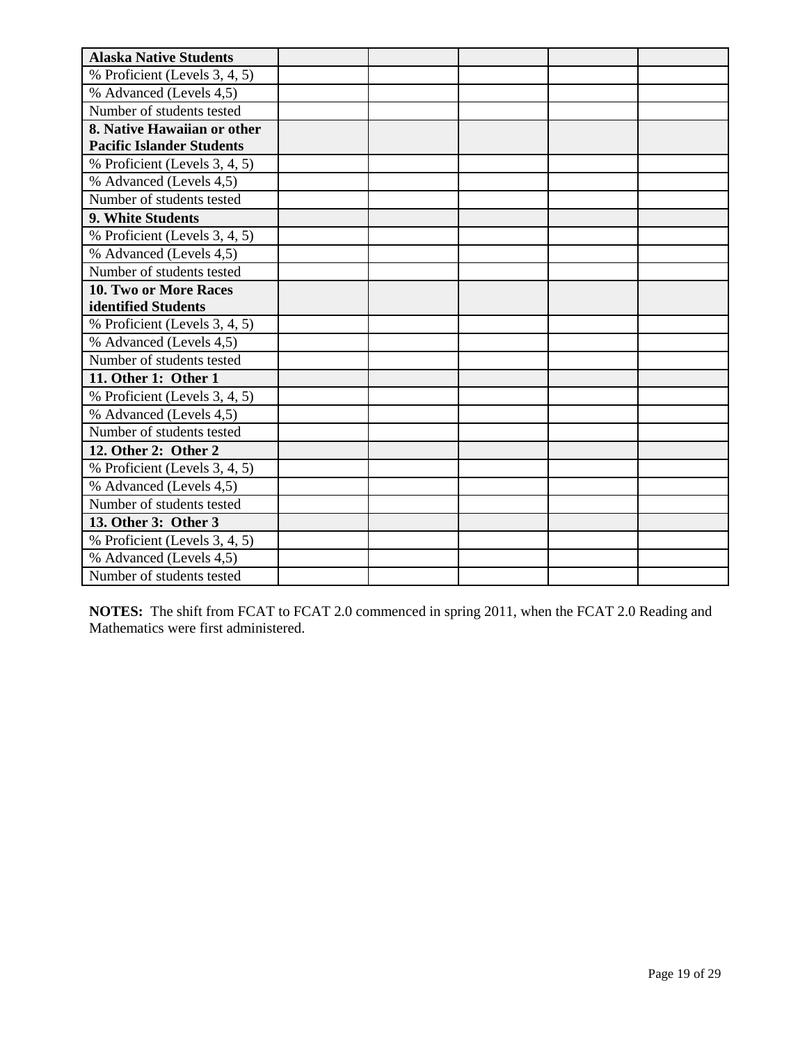| Alaska Native Students | | | | | |
|---|---|---|---|---|---|
| % Proficient (Levels 3, 4, 5) | | | | | |
| % Advanced (Levels 4,5) | | | | | |
| Number of students tested | | | | | |
| **8. Native Hawaiian or other Pacific Islander Students** | | | | | |
| % Proficient (Levels 3, 4, 5) | | | | | |
| % Advanced (Levels 4,5) | | | | | |
| Number of students tested | | | | | |
| **9. White Students** | | | | | |
| % Proficient (Levels 3, 4, 5) | | | | | |
| % Advanced (Levels 4,5) | | | | | |
| Number of students tested | | | | | |
| **10. Two or More Races identified Students** | | | | | |
| % Proficient (Levels 3, 4, 5) | | | | | |
| % Advanced (Levels 4,5) | | | | | |
| Number of students tested | | | | | |
| **11. Other 1: Other 1** | | | | | |
| % Proficient (Levels 3, 4, 5) | | | | | |
| % Advanced (Levels 4,5) | | | | | |
| Number of students tested | | | | | |
| **12. Other 2: Other 2** | | | | | |
| % Proficient (Levels 3, 4, 5) | | | | | |
| % Advanced (Levels 4,5) | | | | | |
| Number of students tested | | | | | |
| **13. Other 3: Other 3** | | | | | |
| % Proficient (Levels 3, 4, 5) | | | | | |
| % Advanced (Levels 4,5) | | | | | |
| Number of students tested | | | | | |

**NOTES:** The shift from FCAT to FCAT 2.0 commenced in spring 2011, when the FCAT 2.0 Reading and Mathematics were first administered.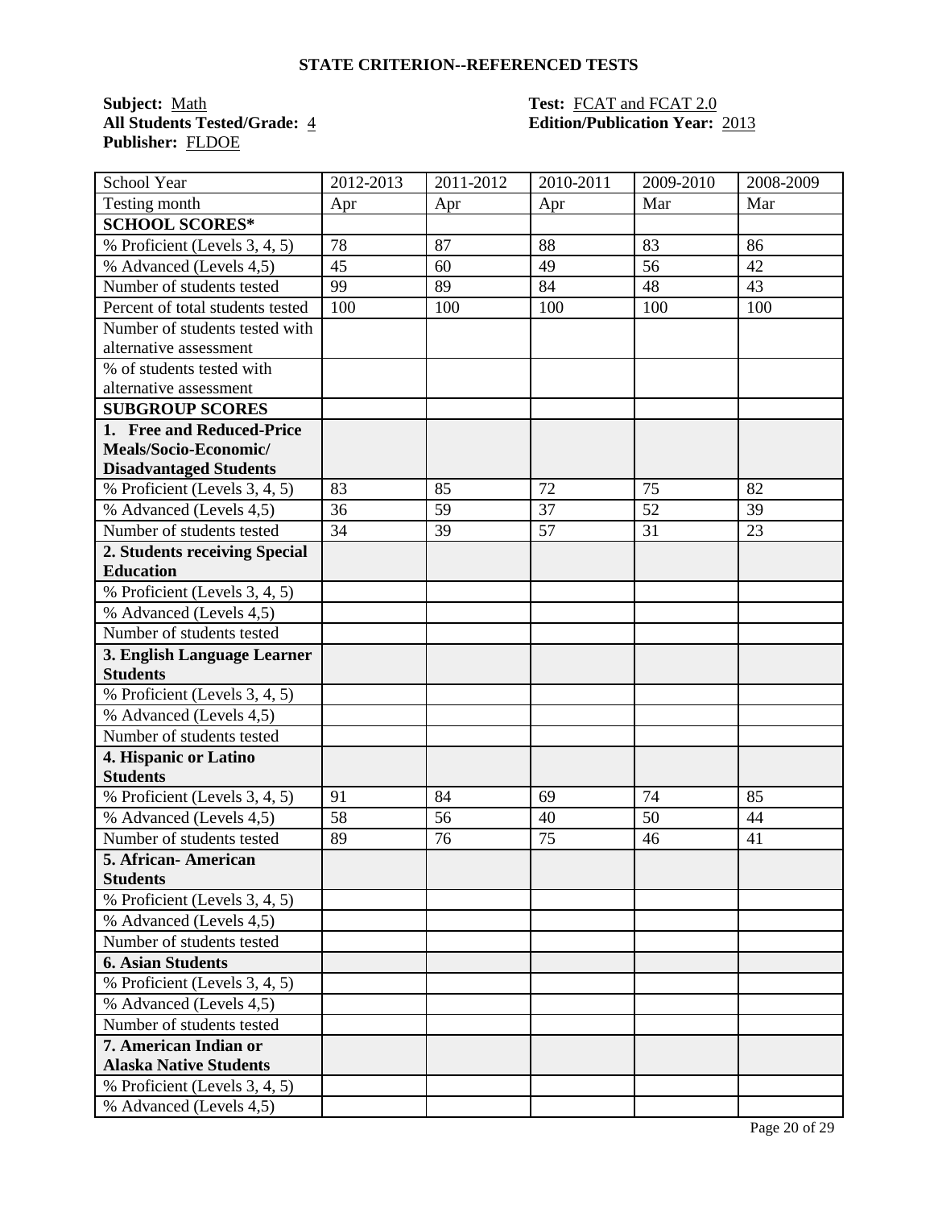## STATE CRITERION--REFERENCED TESTS

**Subject:** Math
**All Students Tested/Grade:** 4
**Publisher:** FLDOE

**Test:** FCAT and FCAT 2.0
**Edition/Publication Year:** 2013

| School Year | 2012-2013 | 2011-2012 | 2010-2011 | 2009-2010 | 2008-2009 |
|---|---|---|---|---|---|
| Testing month | Apr | Apr | Apr | Mar | Mar |
| **SCHOOL SCORES*** | | | | | |
| % Proficient (Levels 3, 4, 5) | 78 | 87 | 88 | 83 | 86 |
| % Advanced (Levels 4,5) | 45 | 60 | 49 | 56 | 42 |
| Number of students tested | 99 | 89 | 84 | 48 | 43 |
| Percent of total students tested | 100 | 100 | 100 | 100 | 100 |
| Number of students tested with alternative assessment | | | | | |
| % of students tested with alternative assessment | | | | | |
| **SUBGROUP SCORES** | | | | | |
| **1. Free and Reduced-Price Meals/Socio-Economic/ Disadvantaged Students** | | | | | |
| % Proficient (Levels 3, 4, 5) | 83 | 85 | 72 | 75 | 82 |
| % Advanced (Levels 4,5) | 36 | 59 | 37 | 52 | 39 |
| Number of students tested | 34 | 39 | 57 | 31 | 23 |
| **2. Students receiving Special Education** | | | | | |
| % Proficient (Levels 3, 4, 5) | | | | | |
| % Advanced (Levels 4,5) | | | | | |
| Number of students tested | | | | | |
| **3. English Language Learner Students** | | | | | |
| % Proficient (Levels 3, 4, 5) | | | | | |
| % Advanced (Levels 4,5) | | | | | |
| Number of students tested | | | | | |
| **4. Hispanic or Latino Students** | | | | | |
| % Proficient (Levels 3, 4, 5) | 91 | 84 | 69 | 74 | 85 |
| % Advanced (Levels 4,5) | 58 | 56 | 40 | 50 | 44 |
| Number of students tested | 89 | 76 | 75 | 46 | 41 |
| **5. African- American Students** | | | | | |
| % Proficient (Levels 3, 4, 5) | | | | | |
| % Advanced (Levels 4,5) | | | | | |
| Number of students tested | | | | | |
| **6. Asian Students** | | | | | |
| % Proficient (Levels 3, 4, 5) | | | | | |
| % Advanced (Levels 4,5) | | | | | |
| Number of students tested | | | | | |
| **7. American Indian or Alaska Native Students** | | | | | |
| % Proficient (Levels 3, 4, 5) | | | | | |
| % Advanced (Levels 4,5) | | | | | |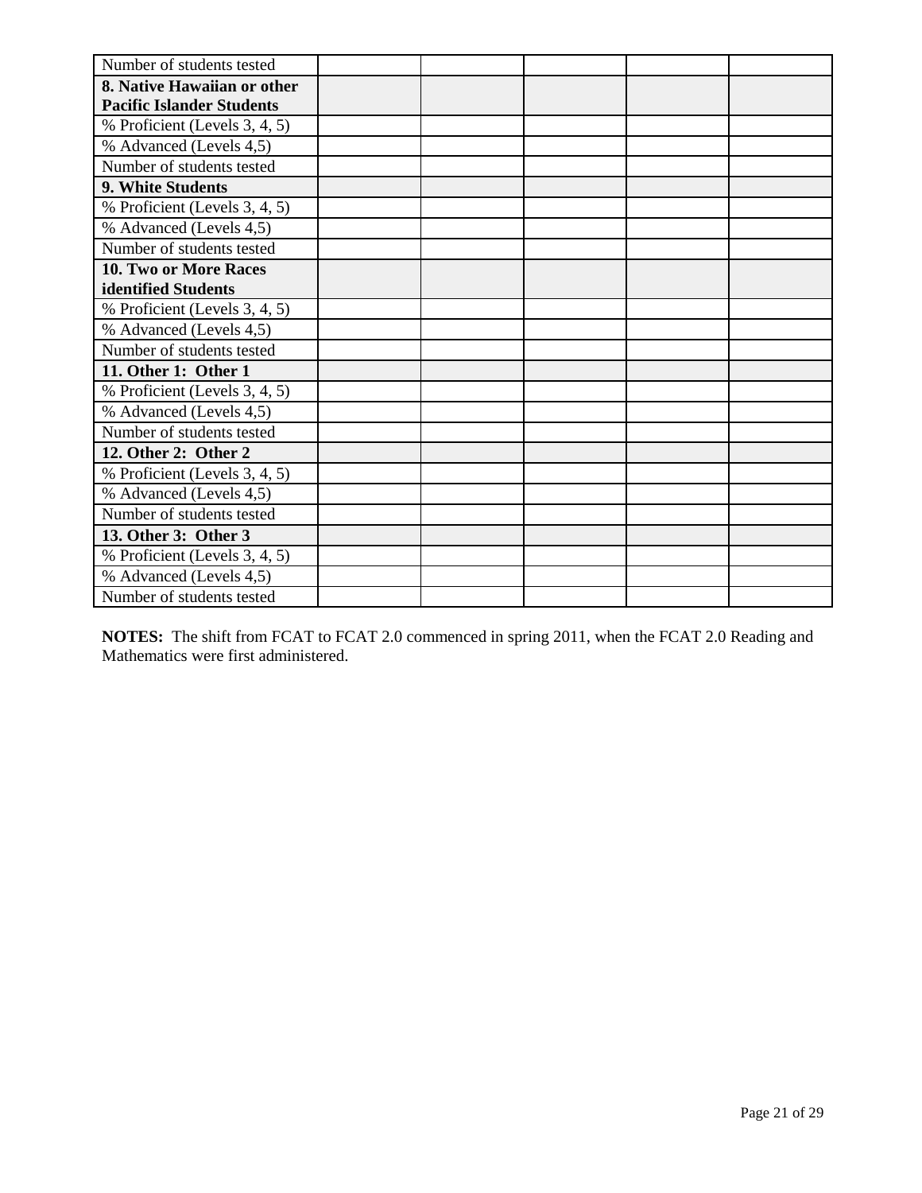| | | | | | |
|---|---|---|---|---|---|
| Number of students tested | | | | | |
| **8. Native Hawaiian or other Pacific Islander Students** | | | | | |
| % Proficient (Levels 3, 4, 5) | | | | | |
| % Advanced (Levels 4,5) | | | | | |
| Number of students tested | | | | | |
| **9. White Students** | | | | | |
| % Proficient (Levels 3, 4, 5) | | | | | |
| % Advanced (Levels 4,5) | | | | | |
| Number of students tested | | | | | |
| **10. Two or More Races identified Students** | | | | | |
| % Proficient (Levels 3, 4, 5) | | | | | |
| % Advanced (Levels 4,5) | | | | | |
| Number of students tested | | | | | |
| **11. Other 1: Other 1** | | | | | |
| % Proficient (Levels 3, 4, 5) | | | | | |
| % Advanced (Levels 4,5) | | | | | |
| Number of students tested | | | | | |
| **12. Other 2: Other 2** | | | | | |
| % Proficient (Levels 3, 4, 5) | | | | | |
| % Advanced (Levels 4,5) | | | | | |
| Number of students tested | | | | | |
| **13. Other 3: Other 3** | | | | | |
| % Proficient (Levels 3, 4, 5) | | | | | |
| % Advanced (Levels 4,5) | | | | | |
| Number of students tested | | | | | |

**NOTES:** The shift from FCAT to FCAT 2.0 commenced in spring 2011, when the FCAT 2.0 Reading and Mathematics were first administered.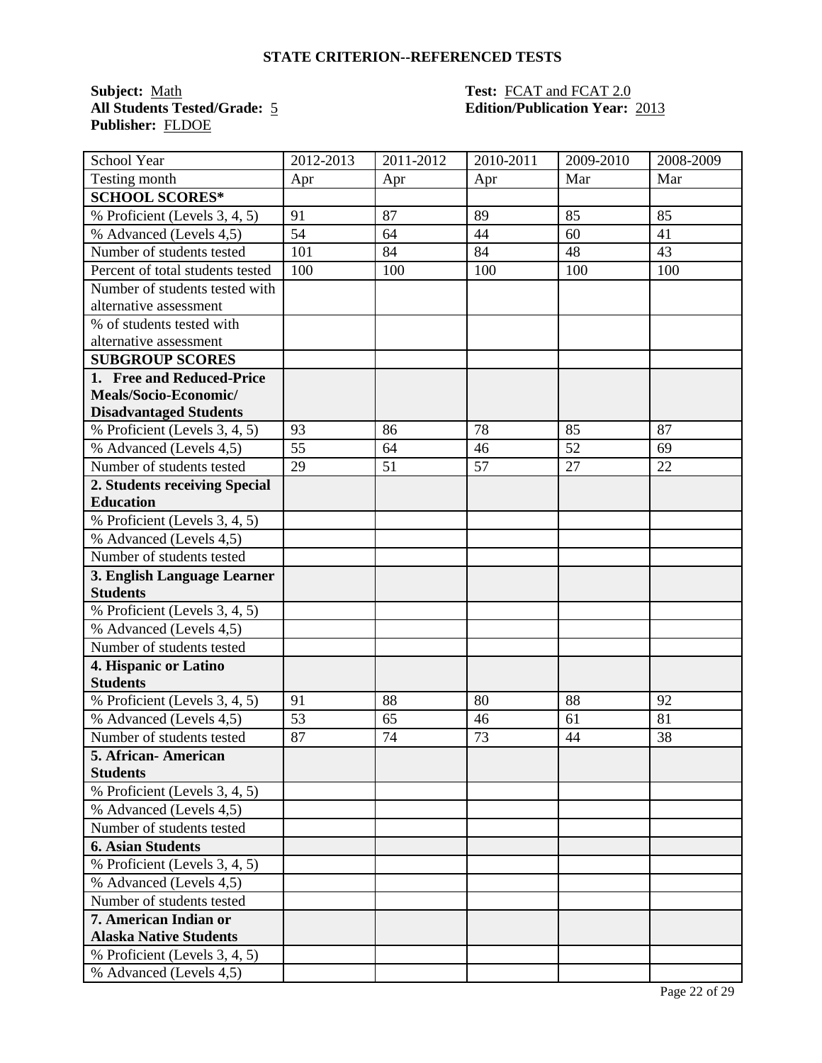## STATE CRITERION--REFERENCED TESTS

**Subject:** Math
**All Students Tested/Grade:** 5
**Publisher:** FLDOE

**Test:** FCAT and FCAT 2.0
**Edition/Publication Year:** 2013

| School Year | 2012-2013 | 2011-2012 | 2010-2011 | 2009-2010 | 2008-2009 |
|---|---|---|---|---|---|
| Testing month | Apr | Apr | Apr | Mar | Mar |
| **SCHOOL SCORES*** | | | | | |
| % Proficient (Levels 3, 4, 5) | 91 | 87 | 89 | 85 | 85 |
| % Advanced (Levels 4,5) | 54 | 64 | 44 | 60 | 41 |
| Number of students tested | 101 | 84 | 84 | 48 | 43 |
| Percent of total students tested | 100 | 100 | 100 | 100 | 100 |
| Number of students tested with alternative assessment | | | | | |
| % of students tested with alternative assessment | | | | | |
| **SUBGROUP SCORES** | | | | | |
| **1. Free and Reduced-Price Meals/Socio-Economic/ Disadvantaged Students** | | | | | |
| % Proficient (Levels 3, 4, 5) | 93 | 86 | 78 | 85 | 87 |
| % Advanced (Levels 4,5) | 55 | 64 | 46 | 52 | 69 |
| Number of students tested | 29 | 51 | 57 | 27 | 22 |
| **2. Students receiving Special Education** | | | | | |
| % Proficient (Levels 3, 4, 5) | | | | | |
| % Advanced (Levels 4,5) | | | | | |
| Number of students tested | | | | | |
| **3. English Language Learner Students** | | | | | |
| % Proficient (Levels 3, 4, 5) | | | | | |
| % Advanced (Levels 4,5) | | | | | |
| Number of students tested | | | | | |
| **4. Hispanic or Latino Students** | | | | | |
| % Proficient (Levels 3, 4, 5) | 91 | 88 | 80 | 88 | 92 |
| % Advanced (Levels 4,5) | 53 | 65 | 46 | 61 | 81 |
| Number of students tested | 87 | 74 | 73 | 44 | 38 |
| **5. African- American Students** | | | | | |
| % Proficient (Levels 3, 4, 5) | | | | | |
| % Advanced (Levels 4,5) | | | | | |
| Number of students tested | | | | | |
| **6. Asian Students** | | | | | |
| % Proficient (Levels 3, 4, 5) | | | | | |
| % Advanced (Levels 4,5) | | | | | |
| Number of students tested | | | | | |
| **7. American Indian or Alaska Native Students** | | | | | |
| % Proficient (Levels 3, 4, 5) | | | | | |
| % Advanced (Levels 4,5) | | | | | |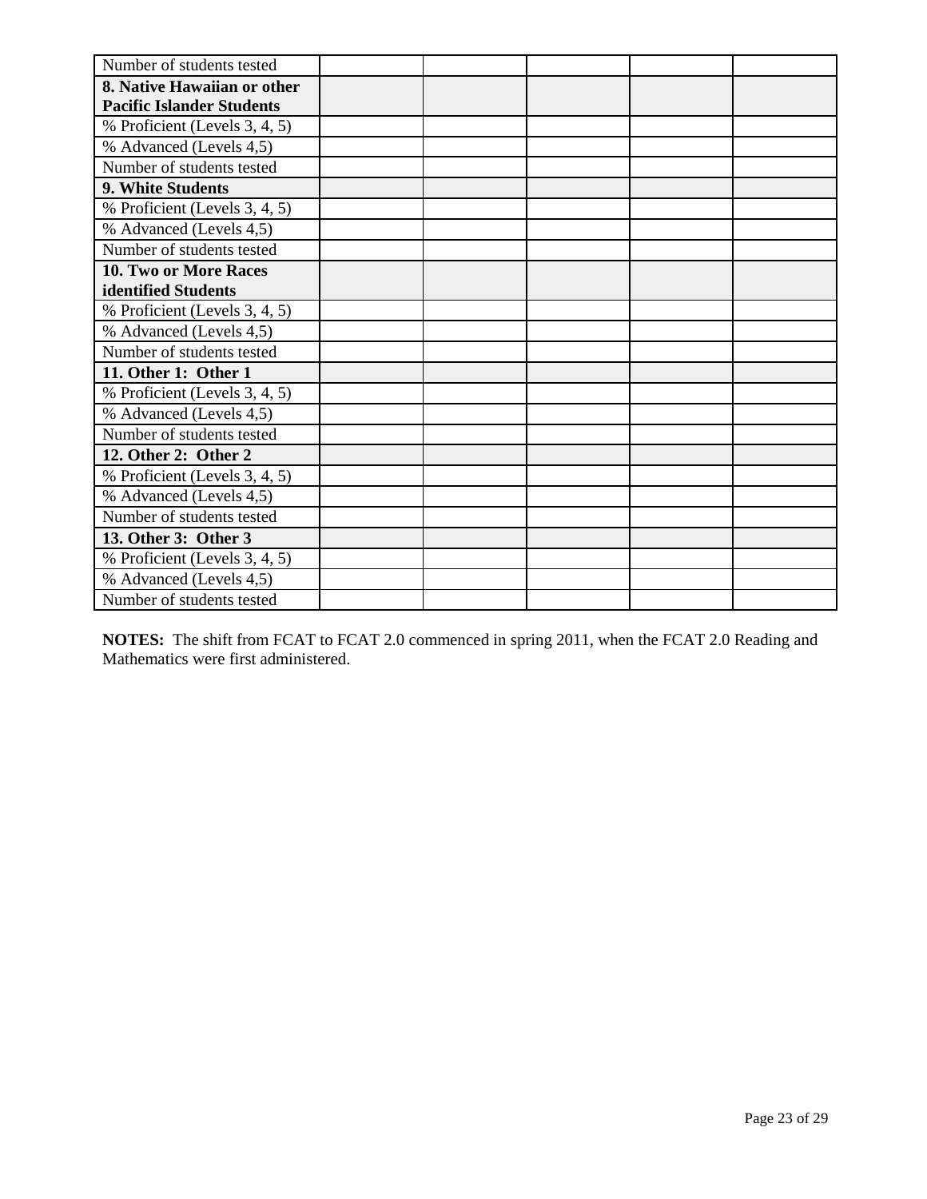| | | | | | |
|---|---|---|---|---|---|
| Number of students tested | | | | | |
| **8. Native Hawaiian or other Pacific Islander Students** | | | | | |
| % Proficient (Levels 3, 4, 5) | | | | | |
| % Advanced (Levels 4,5) | | | | | |
| Number of students tested | | | | | |
| **9. White Students** | | | | | |
| % Proficient (Levels 3, 4, 5) | | | | | |
| % Advanced (Levels 4,5) | | | | | |
| Number of students tested | | | | | |
| **10. Two or More Races identified Students** | | | | | |
| % Proficient (Levels 3, 4, 5) | | | | | |
| % Advanced (Levels 4,5) | | | | | |
| Number of students tested | | | | | |
| **11. Other 1: Other 1** | | | | | |
| % Proficient (Levels 3, 4, 5) | | | | | |
| % Advanced (Levels 4,5) | | | | | |
| Number of students tested | | | | | |
| **12. Other 2: Other 2** | | | | | |
| % Proficient (Levels 3, 4, 5) | | | | | |
| % Advanced (Levels 4,5) | | | | | |
| Number of students tested | | | | | |
| **13. Other 3: Other 3** | | | | | |
| % Proficient (Levels 3, 4, 5) | | | | | |
| % Advanced (Levels 4,5) | | | | | |
| Number of students tested | | | | | |

**NOTES:** The shift from FCAT to FCAT 2.0 commenced in spring 2011, when the FCAT 2.0 Reading and Mathematics were first administered.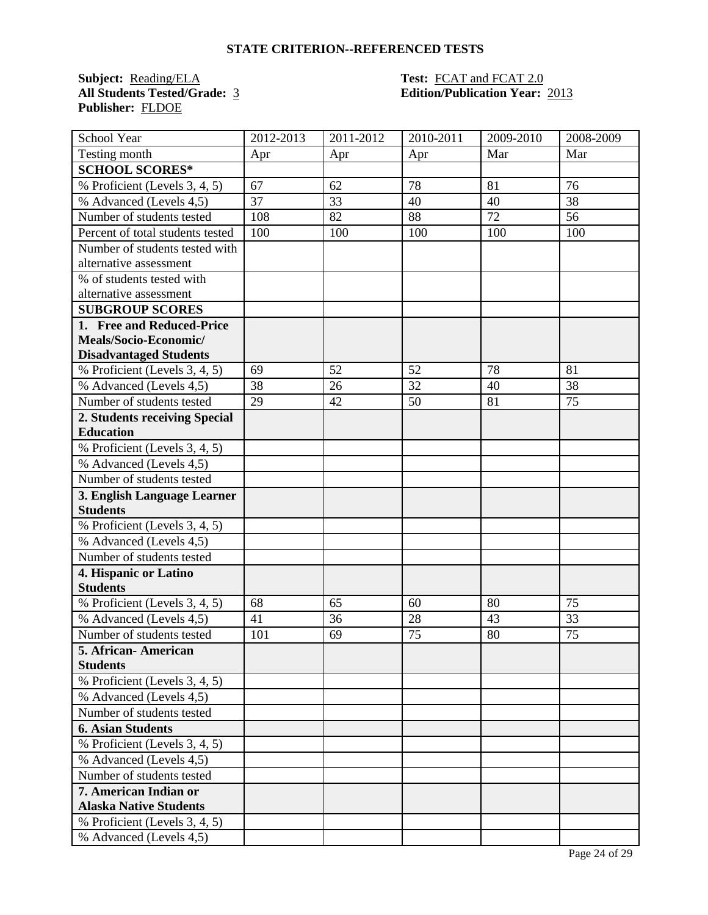## STATE CRITERION--REFERENCED TESTS

**Subject:** Reading/ELA  
**All Students Tested/Grade:** 3  
**Publisher:** FLDOE  

**Test:** FCAT and FCAT 2.0  
**Edition/Publication Year:** 2013

| School Year | 2012-2013 | 2011-2012 | 2010-2011 | 2009-2010 | 2008-2009 |
|---|---|---|---|---|---|
| Testing month | Apr | Apr | Apr | Mar | Mar |
| **SCHOOL SCORES*** | | | | | |
| % Proficient (Levels 3, 4, 5) | 67 | 62 | 78 | 81 | 76 |
| % Advanced (Levels 4,5) | 37 | 33 | 40 | 40 | 38 |
| Number of students tested | 108 | 82 | 88 | 72 | 56 |
| Percent of total students tested | 100 | 100 | 100 | 100 | 100 |
| Number of students tested with alternative assessment | | | | | |
| % of students tested with alternative assessment | | | | | |
| **SUBGROUP SCORES** | | | | | |
| **1. Free and Reduced-Price Meals/Socio-Economic/ Disadvantaged Students** | | | | | |
| % Proficient (Levels 3, 4, 5) | 69 | 52 | 52 | 78 | 81 |
| % Advanced (Levels 4,5) | 38 | 26 | 32 | 40 | 38 |
| Number of students tested | 29 | 42 | 50 | 81 | 75 |
| **2. Students receiving Special Education** | | | | | |
| % Proficient (Levels 3, 4, 5) | | | | | |
| % Advanced (Levels 4,5) | | | | | |
| Number of students tested | | | | | |
| **3. English Language Learner Students** | | | | | |
| % Proficient (Levels 3, 4, 5) | | | | | |
| % Advanced (Levels 4,5) | | | | | |
| Number of students tested | | | | | |
| **4. Hispanic or Latino Students** | | | | | |
| % Proficient (Levels 3, 4, 5) | 68 | 65 | 60 | 80 | 75 |
| % Advanced (Levels 4,5) | 41 | 36 | 28 | 43 | 33 |
| Number of students tested | 101 | 69 | 75 | 80 | 75 |
| **5. African- American Students** | | | | | |
| % Proficient (Levels 3, 4, 5) | | | | | |
| % Advanced (Levels 4,5) | | | | | |
| Number of students tested | | | | | |
| **6. Asian Students** | | | | | |
| % Proficient (Levels 3, 4, 5) | | | | | |
| % Advanced (Levels 4,5) | | | | | |
| Number of students tested | | | | | |
| **7. American Indian or Alaska Native Students** | | | | | |
| % Proficient (Levels 3, 4, 5) | | | | | |
| % Advanced (Levels 4,5) | | | | | |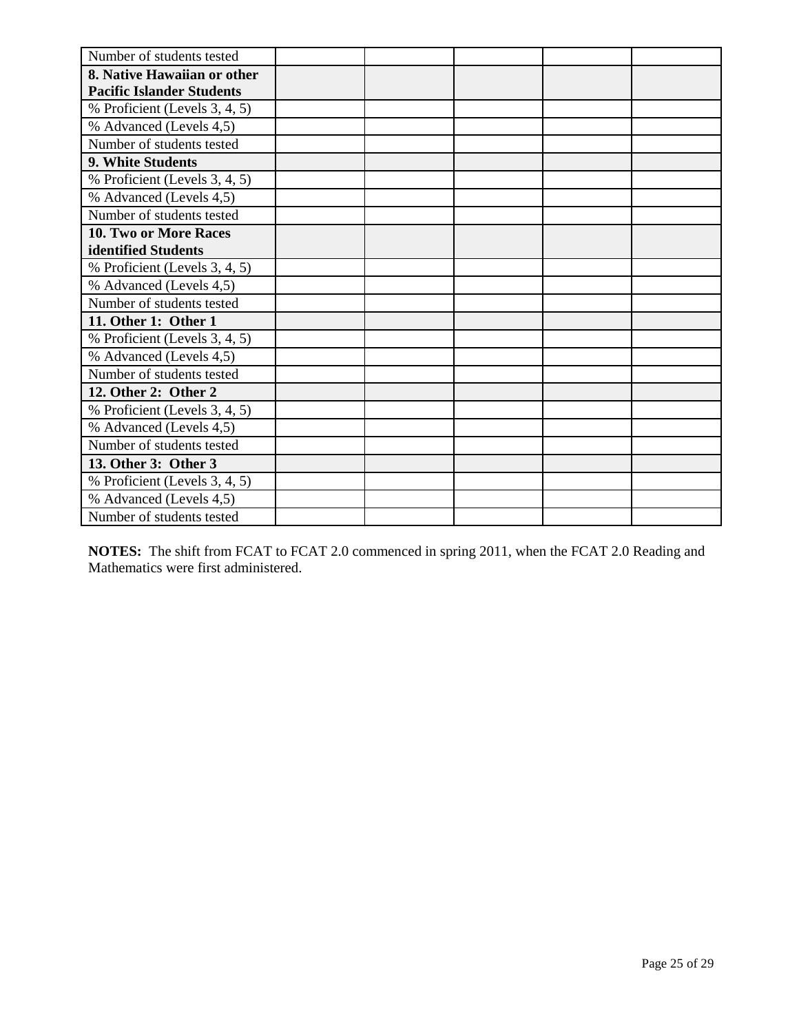| | | | | | |
|---|---|---|---|---|---|
| Number of students tested | | | | | |
| **8. Native Hawaiian or other Pacific Islander Students** | | | | | |
| % Proficient (Levels 3, 4, 5) | | | | | |
| % Advanced (Levels 4,5) | | | | | |
| Number of students tested | | | | | |
| **9. White Students** | | | | | |
| % Proficient (Levels 3, 4, 5) | | | | | |
| % Advanced (Levels 4,5) | | | | | |
| Number of students tested | | | | | |
| **10. Two or More Races identified Students** | | | | | |
| % Proficient (Levels 3, 4, 5) | | | | | |
| % Advanced (Levels 4,5) | | | | | |
| Number of students tested | | | | | |
| **11. Other 1: Other 1** | | | | | |
| % Proficient (Levels 3, 4, 5) | | | | | |
| % Advanced (Levels 4,5) | | | | | |
| Number of students tested | | | | | |
| **12. Other 2: Other 2** | | | | | |
| % Proficient (Levels 3, 4, 5) | | | | | |
| % Advanced (Levels 4,5) | | | | | |
| Number of students tested | | | | | |
| **13. Other 3: Other 3** | | | | | |
| % Proficient (Levels 3, 4, 5) | | | | | |
| % Advanced (Levels 4,5) | | | | | |
| Number of students tested | | | | | |

**NOTES:** The shift from FCAT to FCAT 2.0 commenced in spring 2011, when the FCAT 2.0 Reading and Mathematics were first administered.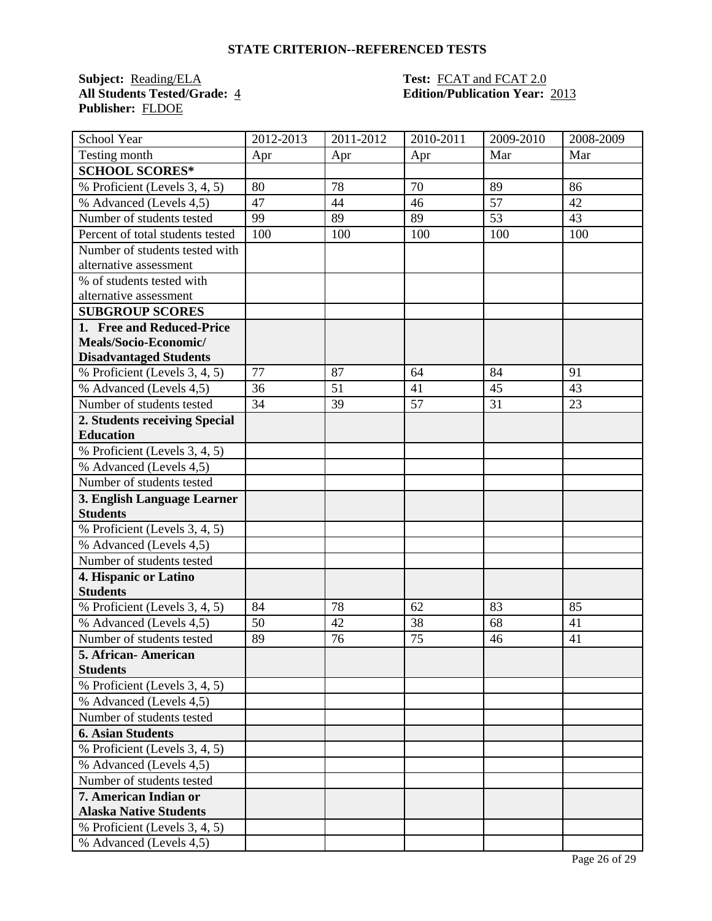## STATE CRITERION--REFERENCED TESTS

**Subject:** Reading/ELA　　**Test:** FCAT and FCAT 2.0
**All Students Tested/Grade:** 4　　**Edition/Publication Year:** 2013
**Publisher:** FLDOE

| School Year | 2012-2013 | 2011-2012 | 2010-2011 | 2009-2010 | 2008-2009 |
|---|---|---|---|---|---|
| Testing month | Apr | Apr | Apr | Mar | Mar |
| **SCHOOL SCORES*** | | | | | |
| % Proficient (Levels 3, 4, 5) | 80 | 78 | 70 | 89 | 86 |
| % Advanced (Levels 4,5) | 47 | 44 | 46 | 57 | 42 |
| Number of students tested | 99 | 89 | 89 | 53 | 43 |
| Percent of total students tested | 100 | 100 | 100 | 100 | 100 |
| Number of students tested with alternative assessment | | | | | |
| % of students tested with alternative assessment | | | | | |
| **SUBGROUP SCORES** | | | | | |
| **1. Free and Reduced-Price Meals/Socio-Economic/ Disadvantaged Students** | | | | | |
| % Proficient (Levels 3, 4, 5) | 77 | 87 | 64 | 84 | 91 |
| % Advanced (Levels 4,5) | 36 | 51 | 41 | 45 | 43 |
| Number of students tested | 34 | 39 | 57 | 31 | 23 |
| **2. Students receiving Special Education** | | | | | |
| % Proficient (Levels 3, 4, 5) | | | | | |
| % Advanced (Levels 4,5) | | | | | |
| Number of students tested | | | | | |
| **3. English Language Learner Students** | | | | | |
| % Proficient (Levels 3, 4, 5) | | | | | |
| % Advanced (Levels 4,5) | | | | | |
| Number of students tested | | | | | |
| **4. Hispanic or Latino Students** | | | | | |
| % Proficient (Levels 3, 4, 5) | 84 | 78 | 62 | 83 | 85 |
| % Advanced (Levels 4,5) | 50 | 42 | 38 | 68 | 41 |
| Number of students tested | 89 | 76 | 75 | 46 | 41 |
| **5. African- American Students** | | | | | |
| % Proficient (Levels 3, 4, 5) | | | | | |
| % Advanced (Levels 4,5) | | | | | |
| Number of students tested | | | | | |
| **6. Asian Students** | | | | | |
| % Proficient (Levels 3, 4, 5) | | | | | |
| % Advanced (Levels 4,5) | | | | | |
| Number of students tested | | | | | |
| **7. American Indian or Alaska Native Students** | | | | | |
| % Proficient (Levels 3, 4, 5) | | | | | |
| % Advanced (Levels 4,5) | | | | | |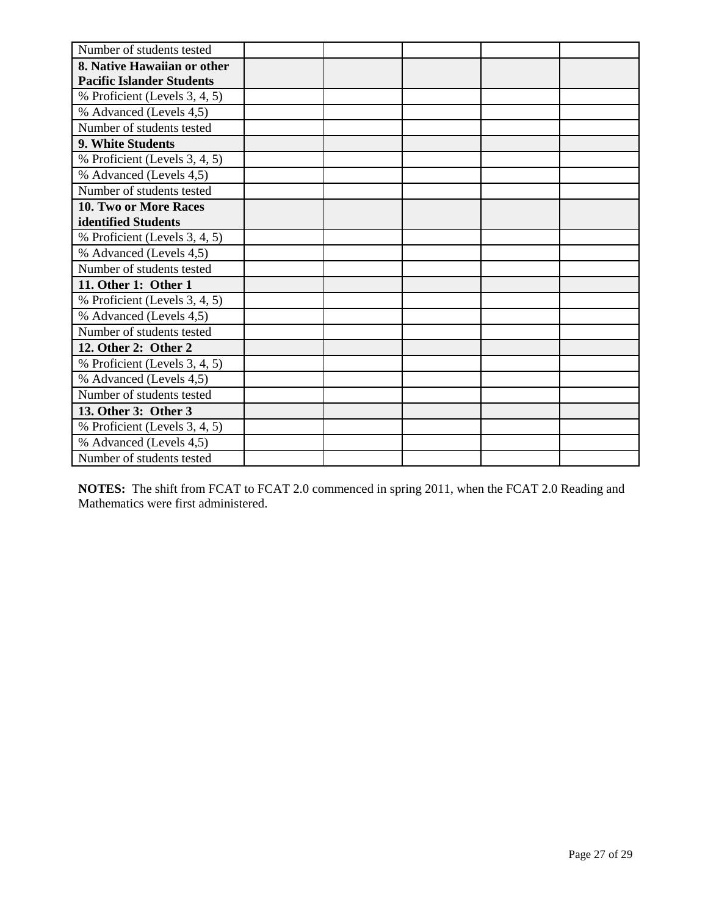| Number of students tested | | | | | |
|---|---|---|---|---|---|
| **8. Native Hawaiian or other Pacific Islander Students** | | | | | |
| % Proficient (Levels 3, 4, 5) | | | | | |
| % Advanced (Levels 4,5) | | | | | |
| Number of students tested | | | | | |
| **9. White Students** | | | | | |
| % Proficient (Levels 3, 4, 5) | | | | | |
| % Advanced (Levels 4,5) | | | | | |
| Number of students tested | | | | | |
| **10. Two or More Races identified Students** | | | | | |
| % Proficient (Levels 3, 4, 5) | | | | | |
| % Advanced (Levels 4,5) | | | | | |
| Number of students tested | | | | | |
| **11. Other 1: Other 1** | | | | | |
| % Proficient (Levels 3, 4, 5) | | | | | |
| % Advanced (Levels 4,5) | | | | | |
| Number of students tested | | | | | |
| **12. Other 2: Other 2** | | | | | |
| % Proficient (Levels 3, 4, 5) | | | | | |
| % Advanced (Levels 4,5) | | | | | |
| Number of students tested | | | | | |
| **13. Other 3: Other 3** | | | | | |
| % Proficient (Levels 3, 4, 5) | | | | | |
| % Advanced (Levels 4,5) | | | | | |
| Number of students tested | | | | | |

**NOTES:** The shift from FCAT to FCAT 2.0 commenced in spring 2011, when the FCAT 2.0 Reading and Mathematics were first administered.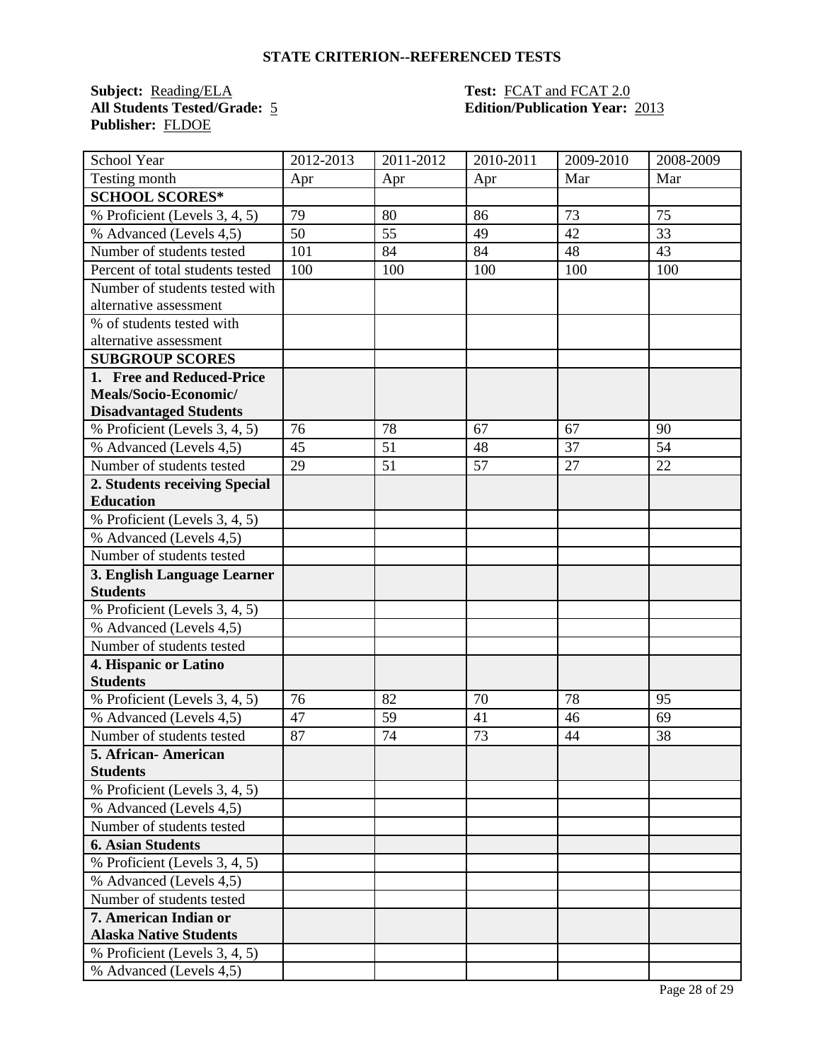## STATE CRITERION--REFERENCED TESTS

**Subject:** Reading/ELA
**All Students Tested/Grade:** 5
**Publisher:** FLDOE

**Test:** FCAT and FCAT 2.0
**Edition/Publication Year:** 2013

| School Year | 2012-2013 | 2011-2012 | 2010-2011 | 2009-2010 | 2008-2009 |
|---|---|---|---|---|---|
| Testing month | Apr | Apr | Apr | Mar | Mar |
| **SCHOOL SCORES*** | | | | | |
| % Proficient (Levels 3, 4, 5) | 79 | 80 | 86 | 73 | 75 |
| % Advanced (Levels 4,5) | 50 | 55 | 49 | 42 | 33 |
| Number of students tested | 101 | 84 | 84 | 48 | 43 |
| Percent of total students tested | 100 | 100 | 100 | 100 | 100 |
| Number of students tested with alternative assessment | | | | | |
| % of students tested with alternative assessment | | | | | |
| **SUBGROUP SCORES** | | | | | |
| **1. Free and Reduced-Price Meals/Socio-Economic/ Disadvantaged Students** | | | | | |
| % Proficient (Levels 3, 4, 5) | 76 | 78 | 67 | 67 | 90 |
| % Advanced (Levels 4,5) | 45 | 51 | 48 | 37 | 54 |
| Number of students tested | 29 | 51 | 57 | 27 | 22 |
| **2. Students receiving Special Education** | | | | | |
| % Proficient (Levels 3, 4, 5) | | | | | |
| % Advanced (Levels 4,5) | | | | | |
| Number of students tested | | | | | |
| **3. English Language Learner Students** | | | | | |
| % Proficient (Levels 3, 4, 5) | | | | | |
| % Advanced (Levels 4,5) | | | | | |
| Number of students tested | | | | | |
| **4. Hispanic or Latino Students** | | | | | |
| % Proficient (Levels 3, 4, 5) | 76 | 82 | 70 | 78 | 95 |
| % Advanced (Levels 4,5) | 47 | 59 | 41 | 46 | 69 |
| Number of students tested | 87 | 74 | 73 | 44 | 38 |
| **5. African- American Students** | | | | | |
| % Proficient (Levels 3, 4, 5) | | | | | |
| % Advanced (Levels 4,5) | | | | | |
| Number of students tested | | | | | |
| **6. Asian Students** | | | | | |
| % Proficient (Levels 3, 4, 5) | | | | | |
| % Advanced (Levels 4,5) | | | | | |
| Number of students tested | | | | | |
| **7. American Indian or Alaska Native Students** | | | | | |
| % Proficient (Levels 3, 4, 5) | | | | | |
| % Advanced (Levels 4,5) | | | | | |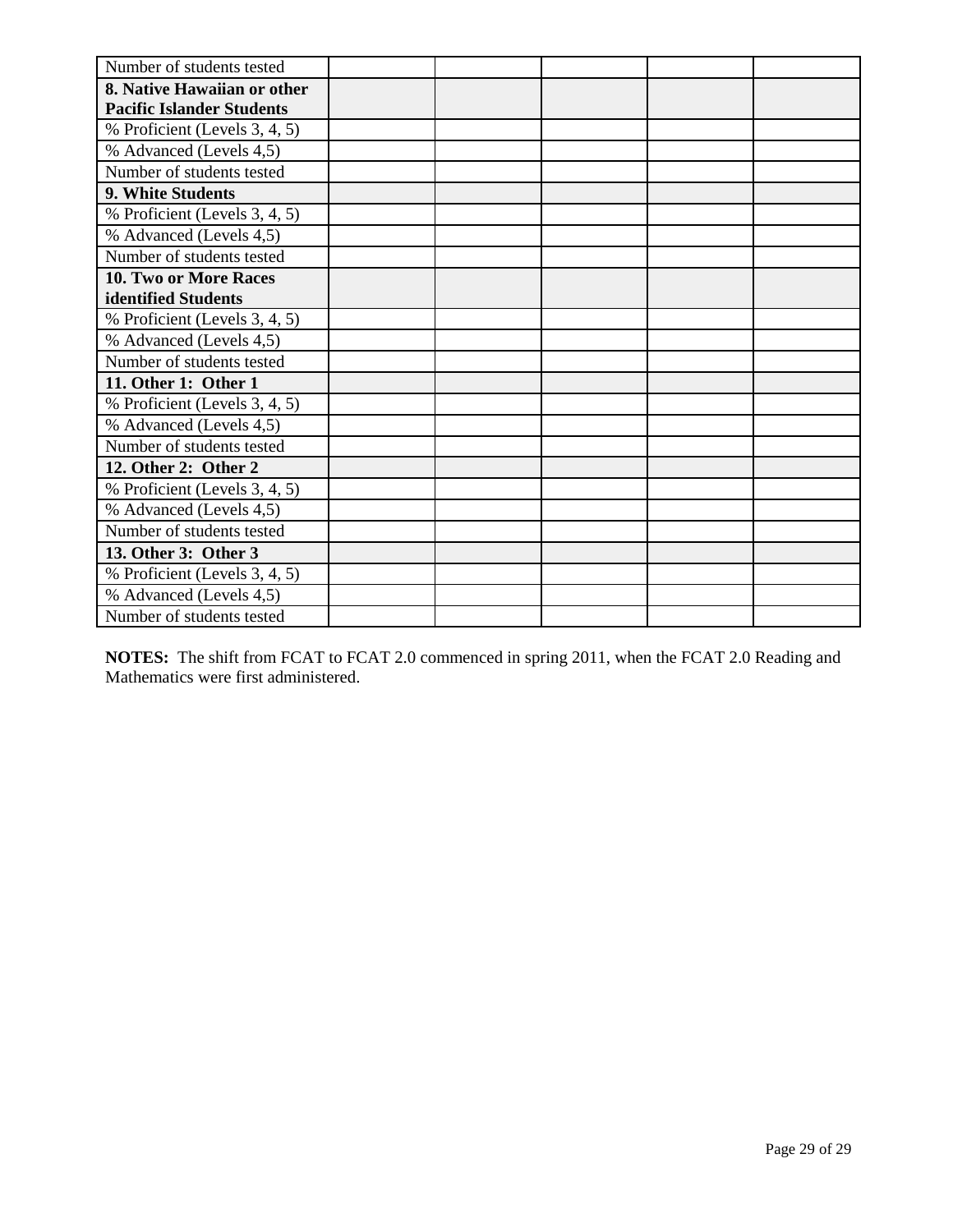| | | | | | |
|---|---|---|---|---|---|
| Number of students tested | | | | | |
| **8. Native Hawaiian or other Pacific Islander Students** | | | | | |
| % Proficient (Levels 3, 4, 5) | | | | | |
| % Advanced (Levels 4,5) | | | | | |
| Number of students tested | | | | | |
| **9. White Students** | | | | | |
| % Proficient (Levels 3, 4, 5) | | | | | |
| % Advanced (Levels 4,5) | | | | | |
| Number of students tested | | | | | |
| **10. Two or More Races identified Students** | | | | | |
| % Proficient (Levels 3, 4, 5) | | | | | |
| % Advanced (Levels 4,5) | | | | | |
| Number of students tested | | | | | |
| **11. Other 1: Other 1** | | | | | |
| % Proficient (Levels 3, 4, 5) | | | | | |
| % Advanced (Levels 4,5) | | | | | |
| Number of students tested | | | | | |
| **12. Other 2: Other 2** | | | | | |
| % Proficient (Levels 3, 4, 5) | | | | | |
| % Advanced (Levels 4,5) | | | | | |
| Number of students tested | | | | | |
| **13. Other 3: Other 3** | | | | | |
| % Proficient (Levels 3, 4, 5) | | | | | |
| % Advanced (Levels 4,5) | | | | | |
| Number of students tested | | | | | |

**NOTES:** The shift from FCAT to FCAT 2.0 commenced in spring 2011, when the FCAT 2.0 Reading and Mathematics were first administered.